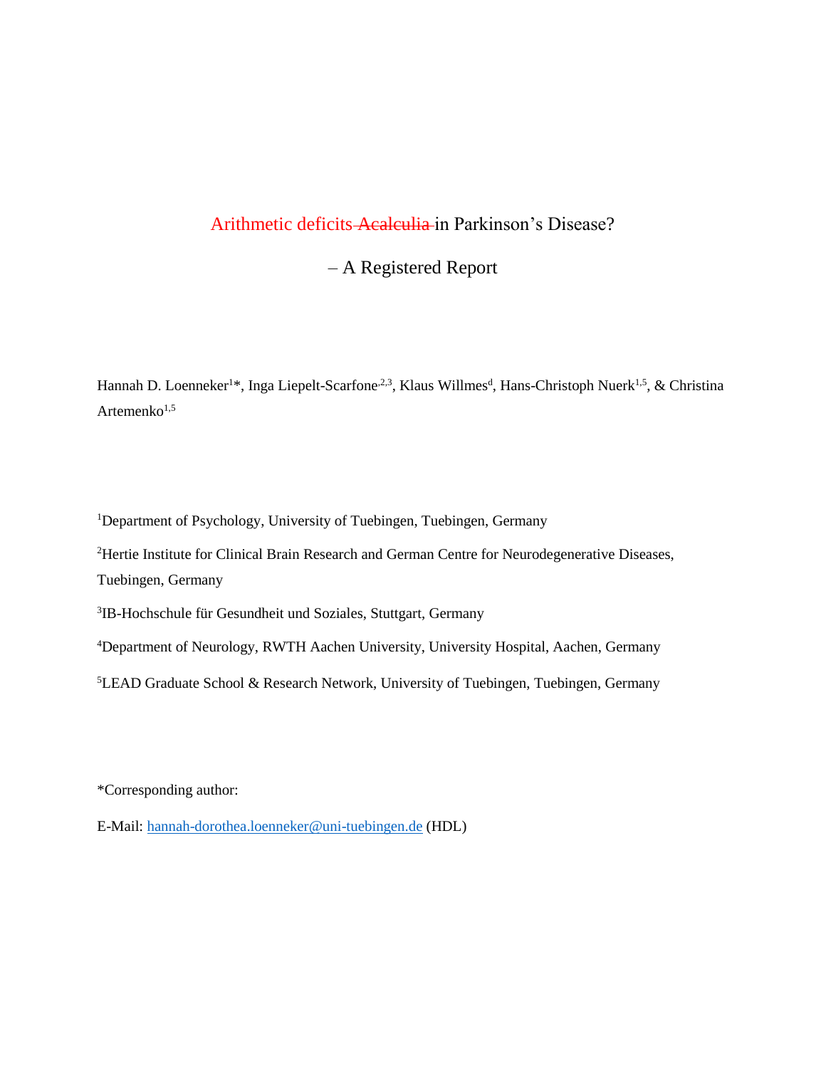# Arithmetic deficits ~~Acalculia~~ in Parkinson's Disease?

## – A Registered Report

Hannah D. Loenneker[1]*, Inga Liepelt-Scarfone[,2,3], Klaus Willmes[d], Hans-Christoph Nuerk[1,5], & Christina Artemenko[1,5]

[1]Department of Psychology, University of Tuebingen, Tuebingen, Germany

[2]Hertie Institute for Clinical Brain Research and German Centre for Neurodegenerative Diseases, Tuebingen, Germany

[3]IB-Hochschule für Gesundheit und Soziales, Stuttgart, Germany

[4]Department of Neurology, RWTH Aachen University, University Hospital, Aachen, Germany

[5]LEAD Graduate School & Research Network, University of Tuebingen, Tuebingen, Germany

*Corresponding author:

E-Mail: hannah-dorothea.loenneker@uni-tuebingen.de (HDL)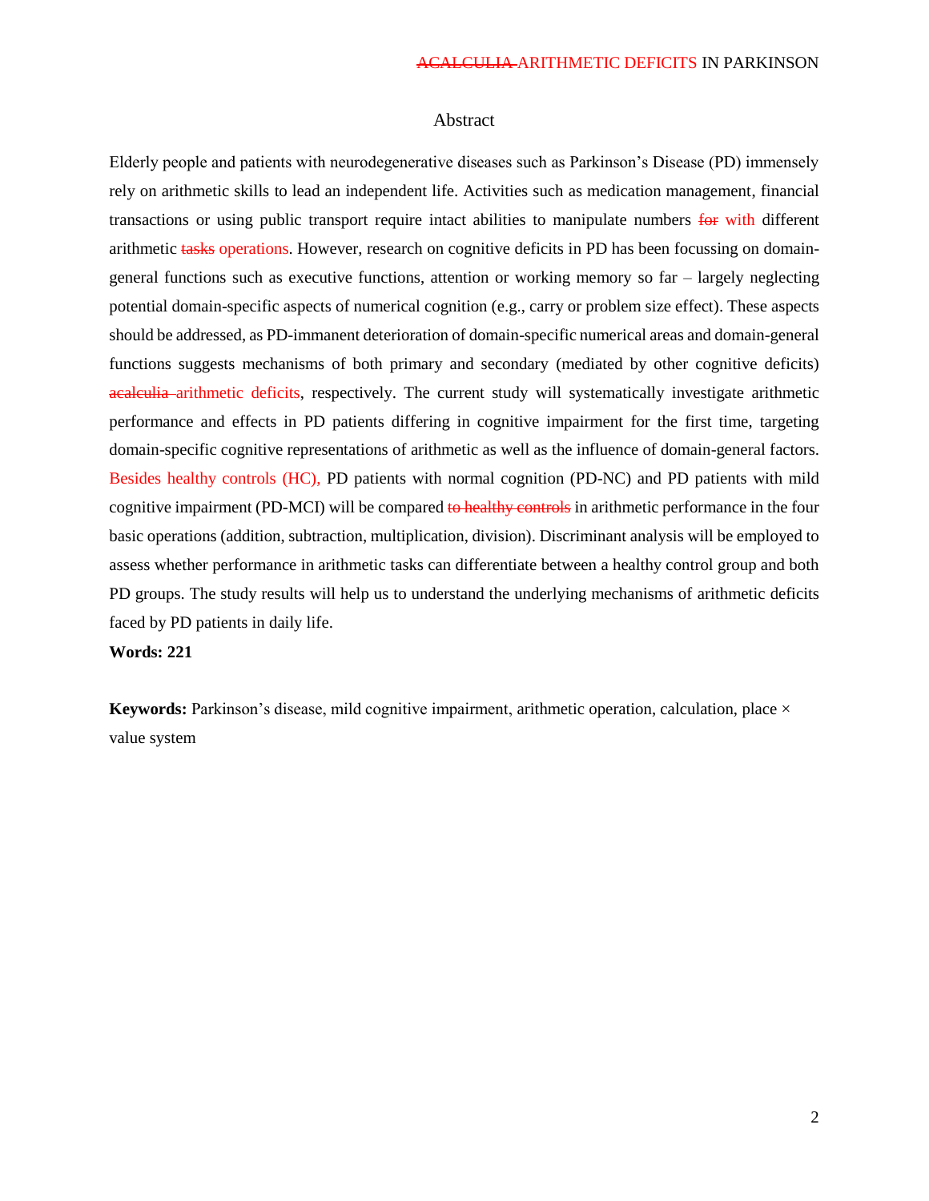## Abstract

Elderly people and patients with neurodegenerative diseases such as Parkinson's Disease (PD) immensely rely on arithmetic skills to lead an independent life. Activities such as medication management, financial transactions or using public transport require intact abilities to manipulate numbers ~~for~~ with different arithmetic ~~tasks~~ operations. However, research on cognitive deficits in PD has been focussing on domain-general functions such as executive functions, attention or working memory so far – largely neglecting potential domain-specific aspects of numerical cognition (e.g., carry or problem size effect). These aspects should be addressed, as PD-immanent deterioration of domain-specific numerical areas and domain-general functions suggests mechanisms of both primary and secondary (mediated by other cognitive deficits) ~~acalculia~~ arithmetic deficits, respectively. The current study will systematically investigate arithmetic performance and effects in PD patients differing in cognitive impairment for the first time, targeting domain-specific cognitive representations of arithmetic as well as the influence of domain-general factors. Besides healthy controls (HC), PD patients with normal cognition (PD-NC) and PD patients with mild cognitive impairment (PD-MCI) will be compared ~~to healthy controls~~ in arithmetic performance in the four basic operations (addition, subtraction, multiplication, division). Discriminant analysis will be employed to assess whether performance in arithmetic tasks can differentiate between a healthy control group and both PD groups. The study results will help us to understand the underlying mechanisms of arithmetic deficits faced by PD patients in daily life.

**Words: 221**

**Keywords:** Parkinson's disease, mild cognitive impairment, arithmetic operation, calculation, place × value system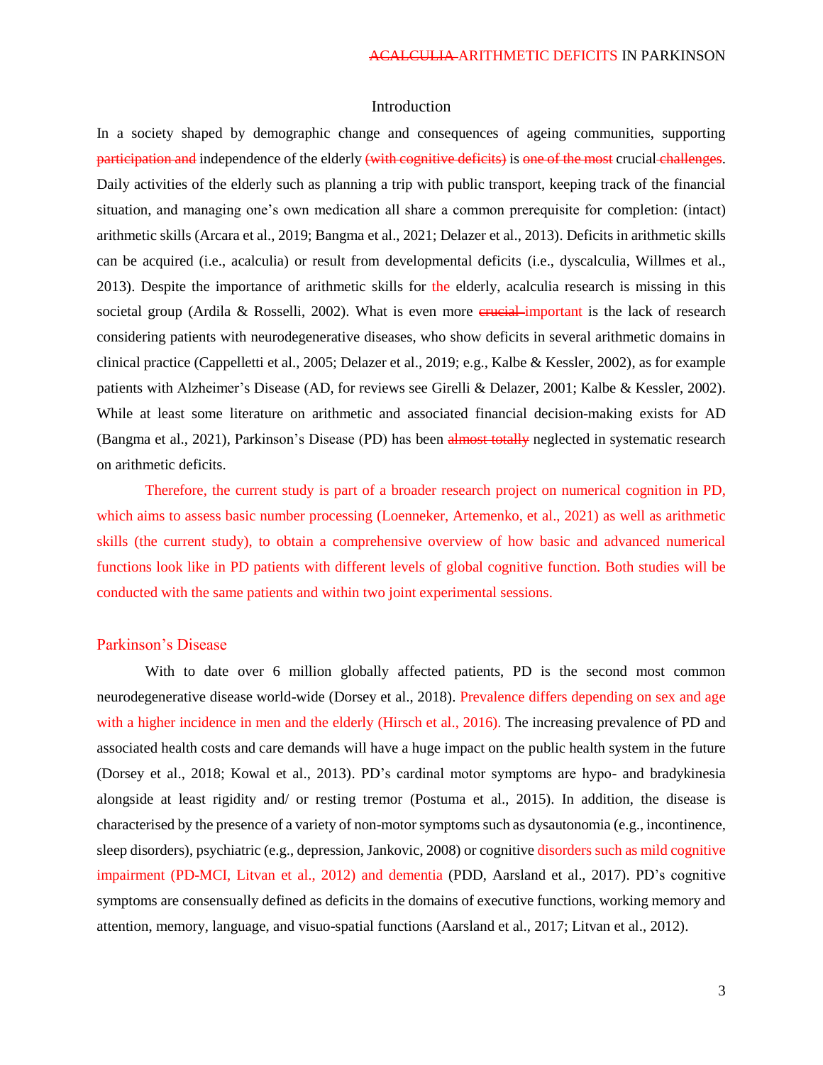## Introduction

In a society shaped by demographic change and consequences of ageing communities, supporting ~~participation and~~ independence of the elderly ~~(with cognitive deficits)~~ is ~~one of the most~~ crucial ~~challenges~~. Daily activities of the elderly such as planning a trip with public transport, keeping track of the financial situation, and managing one's own medication all share a common prerequisite for completion: (intact) arithmetic skills (Arcara et al., 2019; Bangma et al., 2021; Delazer et al., 2013). Deficits in arithmetic skills can be acquired (i.e., acalculia) or result from developmental deficits (i.e., dyscalculia, Willmes et al., 2013). Despite the importance of arithmetic skills for the elderly, acalculia research is missing in this societal group (Ardila & Rosselli, 2002). What is even more ~~crucial~~ important is the lack of research considering patients with neurodegenerative diseases, who show deficits in several arithmetic domains in clinical practice (Cappelletti et al., 2005; Delazer et al., 2019; e.g., Kalbe & Kessler, 2002), as for example patients with Alzheimer's Disease (AD, for reviews see Girelli & Delazer, 2001; Kalbe & Kessler, 2002). While at least some literature on arithmetic and associated financial decision-making exists for AD (Bangma et al., 2021), Parkinson's Disease (PD) has been ~~almost totally~~ neglected in systematic research on arithmetic deficits.

Therefore, the current study is part of a broader research project on numerical cognition in PD, which aims to assess basic number processing (Loenneker, Artemenko, et al., 2021) as well as arithmetic skills (the current study), to obtain a comprehensive overview of how basic and advanced numerical functions look like in PD patients with different levels of global cognitive function. Both studies will be conducted with the same patients and within two joint experimental sessions.

### Parkinson's Disease

With to date over 6 million globally affected patients, PD is the second most common neurodegenerative disease world-wide (Dorsey et al., 2018). Prevalence differs depending on sex and age with a higher incidence in men and the elderly (Hirsch et al., 2016). The increasing prevalence of PD and associated health costs and care demands will have a huge impact on the public health system in the future (Dorsey et al., 2018; Kowal et al., 2013). PD's cardinal motor symptoms are hypo- and bradykinesia alongside at least rigidity and/ or resting tremor (Postuma et al., 2015). In addition, the disease is characterised by the presence of a variety of non-motor symptoms such as dysautonomia (e.g., incontinence, sleep disorders), psychiatric (e.g., depression, Jankovic, 2008) or cognitive disorders such as mild cognitive impairment (PD-MCI, Litvan et al., 2012) and dementia (PDD, Aarsland et al., 2017). PD's cognitive symptoms are consensually defined as deficits in the domains of executive functions, working memory and attention, memory, language, and visuo-spatial functions (Aarsland et al., 2017; Litvan et al., 2012).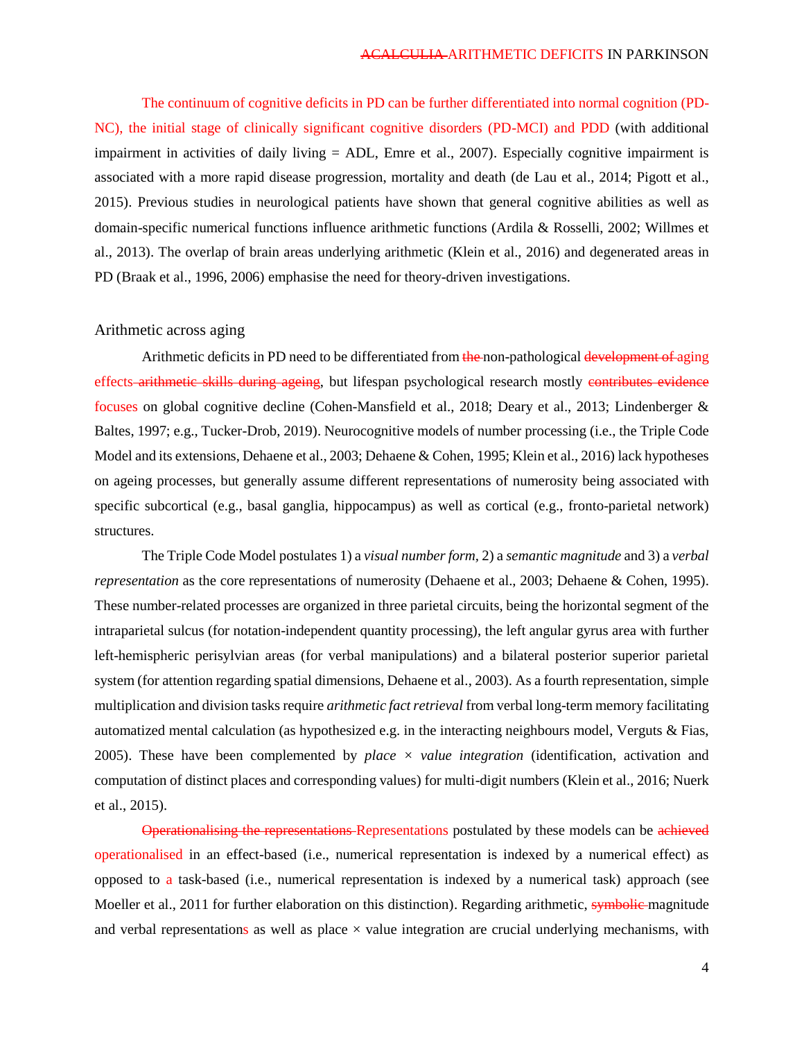The continuum of cognitive deficits in PD can be further differentiated into normal cognition (PD-NC), the initial stage of clinically significant cognitive disorders (PD-MCI) and PDD (with additional impairment in activities of daily living = ADL, Emre et al., 2007). Especially cognitive impairment is associated with a more rapid disease progression, mortality and death (de Lau et al., 2014; Pigott et al., 2015). Previous studies in neurological patients have shown that general cognitive abilities as well as domain-specific numerical functions influence arithmetic functions (Ardila & Rosselli, 2002; Willmes et al., 2013). The overlap of brain areas underlying arithmetic (Klein et al., 2016) and degenerated areas in PD (Braak et al., 1996, 2006) emphasise the need for theory-driven investigations.

## Arithmetic across aging

Arithmetic deficits in PD need to be differentiated from ~~the~~ non-pathological ~~development of~~ aging effects ~~arithmetic skills during ageing~~, but lifespan psychological research mostly ~~contributes evidence~~ focuses on global cognitive decline (Cohen-Mansfield et al., 2018; Deary et al., 2013; Lindenberger & Baltes, 1997; e.g., Tucker-Drob, 2019). Neurocognitive models of number processing (i.e., the Triple Code Model and its extensions, Dehaene et al., 2003; Dehaene & Cohen, 1995; Klein et al., 2016) lack hypotheses on ageing processes, but generally assume different representations of numerosity being associated with specific subcortical (e.g., basal ganglia, hippocampus) as well as cortical (e.g., fronto-parietal network) structures.

The Triple Code Model postulates 1) a *visual number form*, 2) a *semantic magnitude* and 3) a *verbal representation* as the core representations of numerosity (Dehaene et al., 2003; Dehaene & Cohen, 1995). These number-related processes are organized in three parietal circuits, being the horizontal segment of the intraparietal sulcus (for notation-independent quantity processing), the left angular gyrus area with further left-hemispheric perisylvian areas (for verbal manipulations) and a bilateral posterior superior parietal system (for attention regarding spatial dimensions, Dehaene et al., 2003). As a fourth representation, simple multiplication and division tasks require *arithmetic fact retrieval* from verbal long-term memory facilitating automatized mental calculation (as hypothesized e.g. in the interacting neighbours model, Verguts & Fias, 2005). These have been complemented by *place × value integration* (identification, activation and computation of distinct places and corresponding values) for multi-digit numbers (Klein et al., 2016; Nuerk et al., 2015).

~~Operationalising the representations~~ Representations postulated by these models can be ~~achieved~~ operationalised in an effect-based (i.e., numerical representation is indexed by a numerical effect) as opposed to a task-based (i.e., numerical representation is indexed by a numerical task) approach (see Moeller et al., 2011 for further elaboration on this distinction). Regarding arithmetic, ~~symbolic~~ magnitude and verbal representations as well as place × value integration are crucial underlying mechanisms, with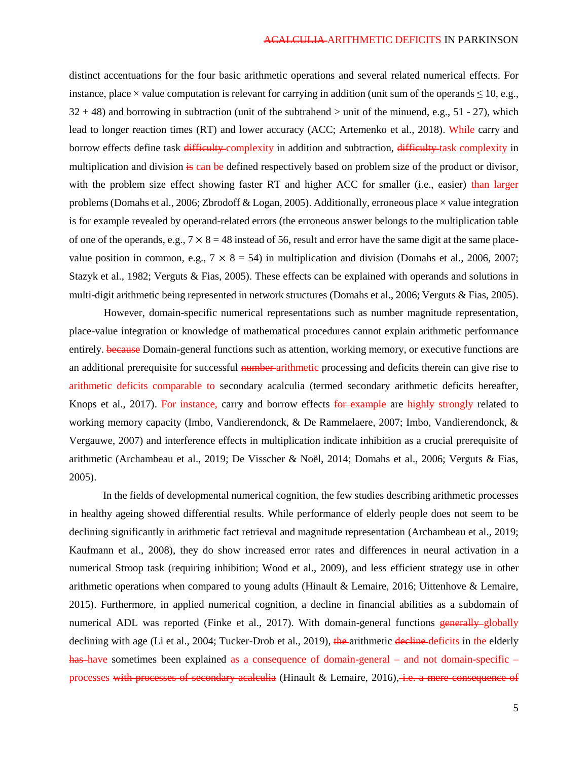distinct accentuations for the four basic arithmetic operations and several related numerical effects. For instance, place × value computation is relevant for carrying in addition (unit sum of the operands ≤ 10, e.g., 32 + 48) and borrowing in subtraction (unit of the subtrahend > unit of the minuend, e.g., 51 - 27), which lead to longer reaction times (RT) and lower accuracy (ACC; Artemenko et al., 2018). While carry and borrow effects define task ~~difficulty~~ complexity in addition and subtraction, ~~difficulty~~ task complexity in multiplication and division ~~is~~ can be defined respectively based on problem size of the product or divisor, with the problem size effect showing faster RT and higher ACC for smaller (i.e., easier) than larger problems (Domahs et al., 2006; Zbrodoff & Logan, 2005). Additionally, erroneous place × value integration is for example revealed by operand-related errors (the erroneous answer belongs to the multiplication table of one of the operands, e.g., 7 × 8 = 48 instead of 56, result and error have the same digit at the same place-value position in common, e.g., 7 × 8 = 54) in multiplication and division (Domahs et al., 2006, 2007; Stazyk et al., 1982; Verguts & Fias, 2005). These effects can be explained with operands and solutions in multi-digit arithmetic being represented in network structures (Domahs et al., 2006; Verguts & Fias, 2005).

However, domain-specific numerical representations such as number magnitude representation, place-value integration or knowledge of mathematical procedures cannot explain arithmetic performance entirely. ~~because~~ Domain-general functions such as attention, working memory, or executive functions are an additional prerequisite for successful ~~number~~ arithmetic processing and deficits therein can give rise to arithmetic deficits comparable to secondary acalculia (termed secondary arithmetic deficits hereafter, Knops et al., 2017). For instance, carry and borrow effects ~~for example~~ are ~~highly~~ strongly related to working memory capacity (Imbo, Vandierendonck, & De Rammelaere, 2007; Imbo, Vandierendonck, & Vergauwe, 2007) and interference effects in multiplication indicate inhibition as a crucial prerequisite of arithmetic (Archambeau et al., 2019; De Visscher & Noël, 2014; Domahs et al., 2006; Verguts & Fias, 2005).

In the fields of developmental numerical cognition, the few studies describing arithmetic processes in healthy ageing showed differential results. While performance of elderly people does not seem to be declining significantly in arithmetic fact retrieval and magnitude representation (Archambeau et al., 2019; Kaufmann et al., 2008), they do show increased error rates and differences in neural activation in a numerical Stroop task (requiring inhibition; Wood et al., 2009), and less efficient strategy use in other arithmetic operations when compared to young adults (Hinault & Lemaire, 2016; Uittenhove & Lemaire, 2015). Furthermore, in applied numerical cognition, a decline in financial abilities as a subdomain of numerical ADL was reported (Finke et al., 2017). With domain-general functions ~~generally~~ globally declining with age (Li et al., 2004; Tucker-Drob et al., 2019), ~~the~~ arithmetic ~~decline~~ deficits in the elderly ~~has~~ have sometimes been explained as a consequence of domain-general – and not domain-specific – processes ~~with processes of secondary acalculia~~ (Hinault & Lemaire, 2016)~~, i.e. a mere consequence of~~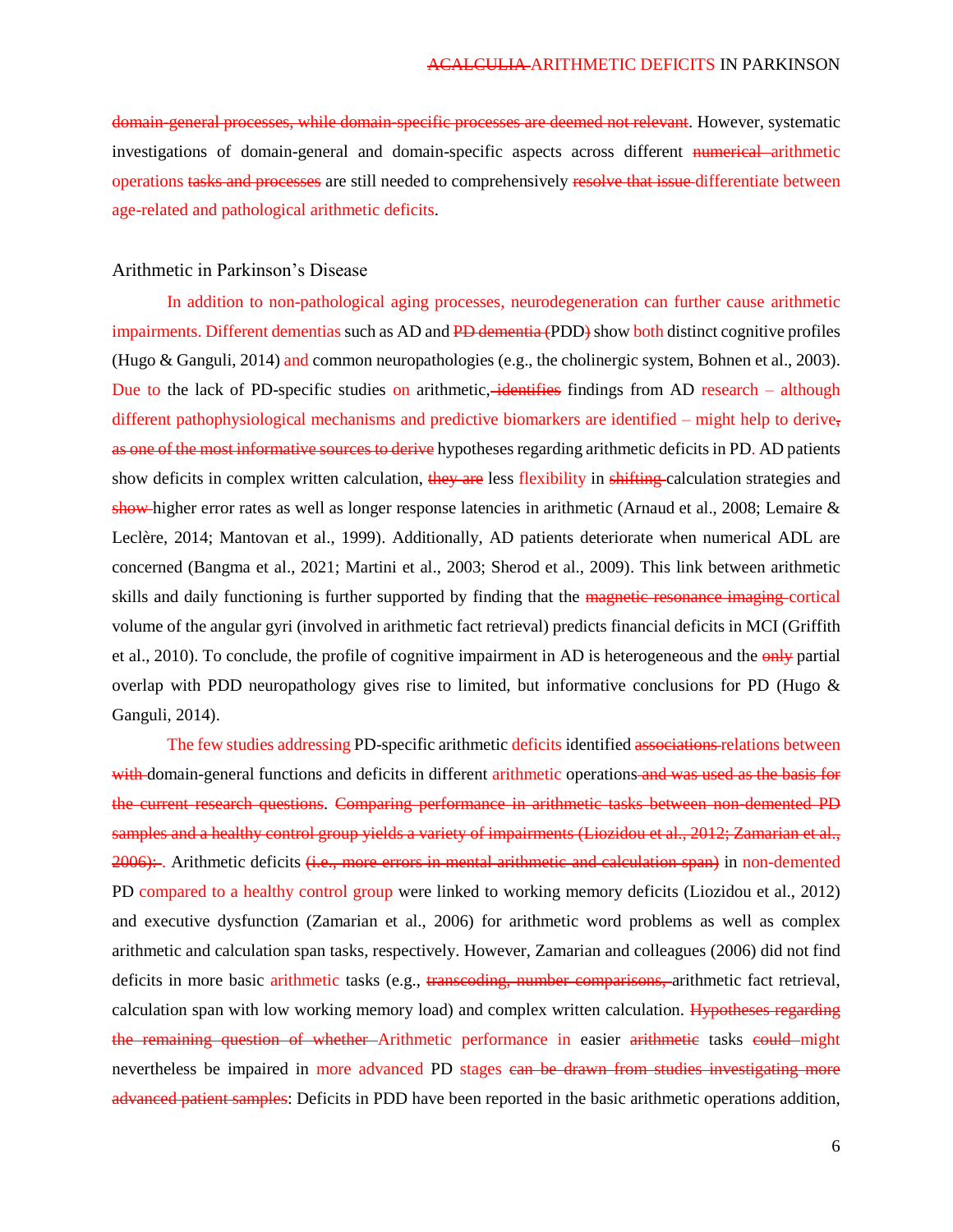~~domain-general processes, while domain-specific processes are deemed not relevant~~. However, systematic investigations of domain-general and domain-specific aspects across different ~~numerical~~ arithmetic operations ~~tasks and processes~~ are still needed to comprehensively ~~resolve that issue~~ differentiate between age-related and pathological arithmetic deficits.

## Arithmetic in Parkinson's Disease

In addition to non-pathological aging processes, neurodegeneration can further cause arithmetic impairments. Different dementias such as AD and ~~PD dementia (~~PDD~~)~~ show both distinct cognitive profiles (Hugo & Ganguli, 2014) and common neuropathologies (e.g., the cholinergic system, Bohnen et al., 2003). Due to the lack of PD-specific studies on arithmetic,~~ identifies~~ findings from AD research – although different pathophysiological mechanisms and predictive biomarkers are identified – might help to derive~~, as one of the most informative sources to derive~~ hypotheses regarding arithmetic deficits in PD. AD patients show deficits in complex written calculation, ~~they are~~ less flexibility in ~~shifting~~ calculation strategies and ~~show~~ higher error rates as well as longer response latencies in arithmetic (Arnaud et al., 2008; Lemaire & Leclère, 2014; Mantovan et al., 1999). Additionally, AD patients deteriorate when numerical ADL are concerned (Bangma et al., 2021; Martini et al., 2003; Sherod et al., 2009). This link between arithmetic skills and daily functioning is further supported by finding that the ~~magnetic resonance imaging~~ cortical volume of the angular gyri (involved in arithmetic fact retrieval) predicts financial deficits in MCI (Griffith et al., 2010). To conclude, the profile of cognitive impairment in AD is heterogeneous and the ~~only~~ partial overlap with PDD neuropathology gives rise to limited, but informative conclusions for PD (Hugo & Ganguli, 2014).

The few studies addressing PD-specific arithmetic deficits identified ~~associations~~ relations between ~~with~~ domain-general functions and deficits in different arithmetic operations~~ and was used as the basis for the current research questions~~. ~~Comparing performance in arithmetic tasks between non-demented PD samples and a healthy control group yields a variety of impairments (Liozidou et al., 2012; Zamarian et al., 2006):~~ . Arithmetic deficits ~~(i.e., more errors in mental arithmetic and calculation span)~~ in non-demented PD compared to a healthy control group were linked to working memory deficits (Liozidou et al., 2012) and executive dysfunction (Zamarian et al., 2006) for arithmetic word problems as well as complex arithmetic and calculation span tasks, respectively. However, Zamarian and colleagues (2006) did not find deficits in more basic arithmetic tasks (e.g., ~~transcoding, number comparisons,~~ arithmetic fact retrieval, calculation span with low working memory load) and complex written calculation. ~~Hypotheses regarding the remaining question of whether~~ Arithmetic performance in easier ~~arithmetic~~ tasks ~~could~~ might nevertheless be impaired in more advanced PD stages ~~can be drawn from studies investigating more advanced patient samples~~: Deficits in PDD have been reported in the basic arithmetic operations addition,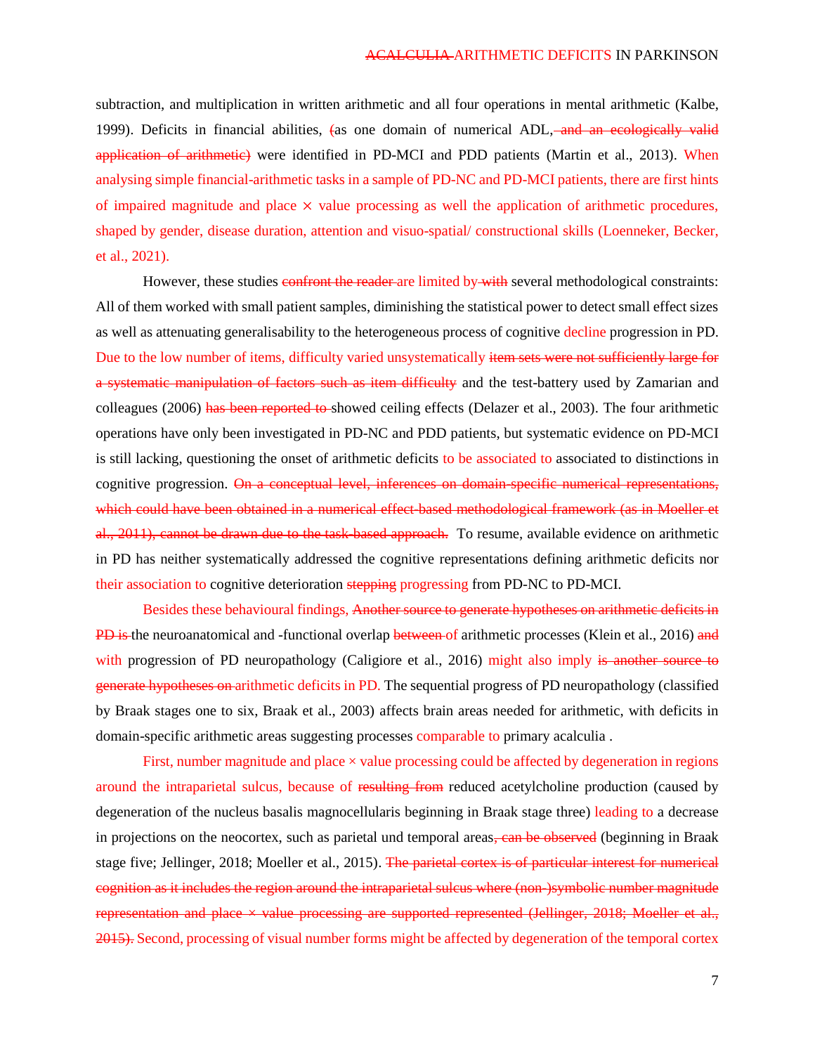subtraction, and multiplication in written arithmetic and all four operations in mental arithmetic (Kalbe, 1999). Deficits in financial abilities, ~~(~~as one domain of numerical ADL,~~ and an ecologically valid application of arithmetic)~~ were identified in PD-MCI and PDD patients (Martin et al., 2013). When analysing simple financial-arithmetic tasks in a sample of PD-NC and PD-MCI patients, there are first hints of impaired magnitude and place × value processing as well the application of arithmetic procedures, shaped by gender, disease duration, attention and visuo-spatial/ constructional skills (Loenneker, Becker, et al., 2021).

However, these studies ~~confront the reader~~ are limited by ~~with~~ several methodological constraints: All of them worked with small patient samples, diminishing the statistical power to detect small effect sizes as well as attenuating generalisability to the heterogeneous process of cognitive decline progression in PD. Due to the low number of items, difficulty varied unsystematically ~~item sets were not sufficiently large for a systematic manipulation of factors such as item difficulty~~ and the test-battery used by Zamarian and colleagues (2006) ~~has been reported to~~ showed ceiling effects (Delazer et al., 2003). The four arithmetic operations have only been investigated in PD-NC and PDD patients, but systematic evidence on PD-MCI is still lacking, questioning the onset of arithmetic deficits to be associated to associated to distinctions in cognitive progression. ~~On a conceptual level, inferences on domain-specific numerical representations, which could have been obtained in a numerical effect-based methodological framework (as in Moeller et al., 2011), cannot be drawn due to the task-based approach.~~ To resume, available evidence on arithmetic in PD has neither systematically addressed the cognitive representations defining arithmetic deficits nor their association to cognitive deterioration ~~stepping~~ progressing from PD-NC to PD-MCI.

Besides these behavioural findings, ~~Another source to generate hypotheses on arithmetic deficits in PD is~~ the neuroanatomical and -functional overlap ~~between~~ of arithmetic processes (Klein et al., 2016) ~~and~~ with progression of PD neuropathology (Caligiore et al., 2016) might also imply ~~is another source to generate hypotheses on~~ arithmetic deficits in PD. The sequential progress of PD neuropathology (classified by Braak stages one to six, Braak et al., 2003) affects brain areas needed for arithmetic, with deficits in domain-specific arithmetic areas suggesting processes comparable to primary acalculia .

First, number magnitude and place × value processing could be affected by degeneration in regions around the intraparietal sulcus, because of ~~resulting from~~ reduced acetylcholine production (caused by degeneration of the nucleus basalis magnocellularis beginning in Braak stage three) leading to a decrease in projections on the neocortex, such as parietal und temporal areas~~, can be observed~~ (beginning in Braak stage five; Jellinger, 2018; Moeller et al., 2015). ~~The parietal cortex is of particular interest for numerical cognition as it includes the region around the intraparietal sulcus where (non-)symbolic number magnitude representation and place × value processing are supported represented (Jellinger, 2018; Moeller et al., 2015).~~ Second, processing of visual number forms might be affected by degeneration of the temporal cortex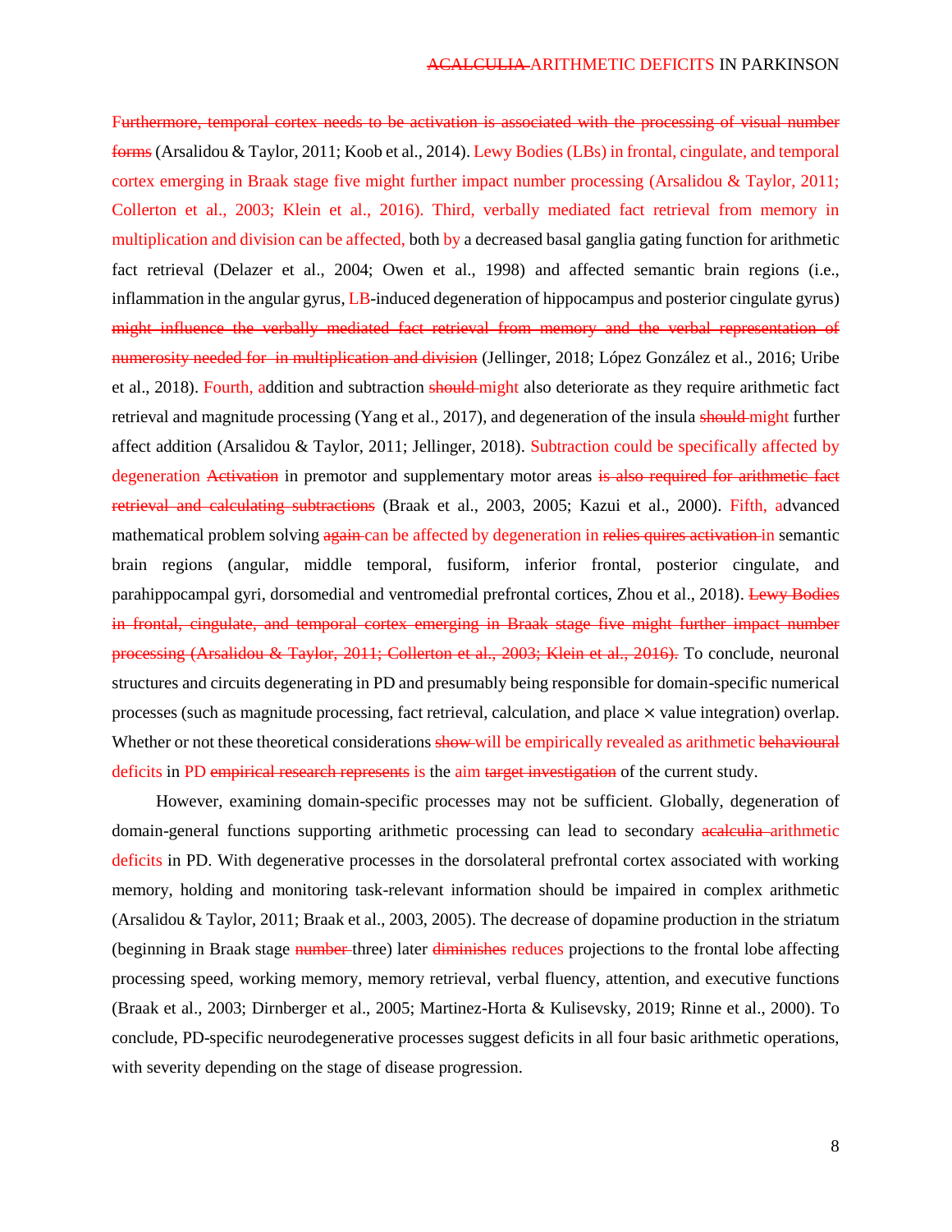~~Furthermore, temporal cortex needs to be activation is associated with the processing of visual number forms~~ (Arsalidou & Taylor, 2011; Koob et al., 2014). Lewy Bodies (LBs) in frontal, cingulate, and temporal cortex emerging in Braak stage five might further impact number processing (Arsalidou & Taylor, 2011; Collerton et al., 2003; Klein et al., 2016). Third, verbally mediated fact retrieval from memory in multiplication and division can be affected, both by a decreased basal ganglia gating function for arithmetic fact retrieval (Delazer et al., 2004; Owen et al., 1998) and affected semantic brain regions (i.e., inflammation in the angular gyrus, LB-induced degeneration of hippocampus and posterior cingulate gyrus) ~~might influence the verbally mediated fact retrieval from memory and the verbal representation of numerosity needed for in multiplication and division~~ (Jellinger, 2018; López González et al., 2016; Uribe et al., 2018). Fourth, addition and subtraction ~~should~~ might also deteriorate as they require arithmetic fact retrieval and magnitude processing (Yang et al., 2017), and degeneration of the insula ~~should~~ might further affect addition (Arsalidou & Taylor, 2011; Jellinger, 2018). Subtraction could be specifically affected by degeneration ~~Activation~~ in premotor and supplementary motor areas ~~is also required for arithmetic fact retrieval and calculating subtractions~~ (Braak et al., 2003, 2005; Kazui et al., 2000). Fifth, advanced mathematical problem solving ~~again~~ can be affected by degeneration in ~~relies quires activation~~ in semantic brain regions (angular, middle temporal, fusiform, inferior frontal, posterior cingulate, and parahippocampal gyri, dorsomedial and ventromedial prefrontal cortices, Zhou et al., 2018). ~~Lewy Bodies in frontal, cingulate, and temporal cortex emerging in Braak stage five might further impact number processing (Arsalidou & Taylor, 2011; Collerton et al., 2003; Klein et al., 2016).~~ To conclude, neuronal structures and circuits degenerating in PD and presumably being responsible for domain-specific numerical processes (such as magnitude processing, fact retrieval, calculation, and place × value integration) overlap. Whether or not these theoretical considerations ~~show~~ will be empirically revealed as arithmetic ~~behavioural~~ deficits in PD ~~empirical research represents~~ is the aim ~~target investigation~~ of the current study.

However, examining domain-specific processes may not be sufficient. Globally, degeneration of domain-general functions supporting arithmetic processing can lead to secondary ~~acalculia~~ arithmetic deficits in PD. With degenerative processes in the dorsolateral prefrontal cortex associated with working memory, holding and monitoring task-relevant information should be impaired in complex arithmetic (Arsalidou & Taylor, 2011; Braak et al., 2003, 2005). The decrease of dopamine production in the striatum (beginning in Braak stage ~~number~~ three) later ~~diminishes~~ reduces projections to the frontal lobe affecting processing speed, working memory, memory retrieval, verbal fluency, attention, and executive functions (Braak et al., 2003; Dirnberger et al., 2005; Martinez-Horta & Kulisevsky, 2019; Rinne et al., 2000). To conclude, PD-specific neurodegenerative processes suggest deficits in all four basic arithmetic operations, with severity depending on the stage of disease progression.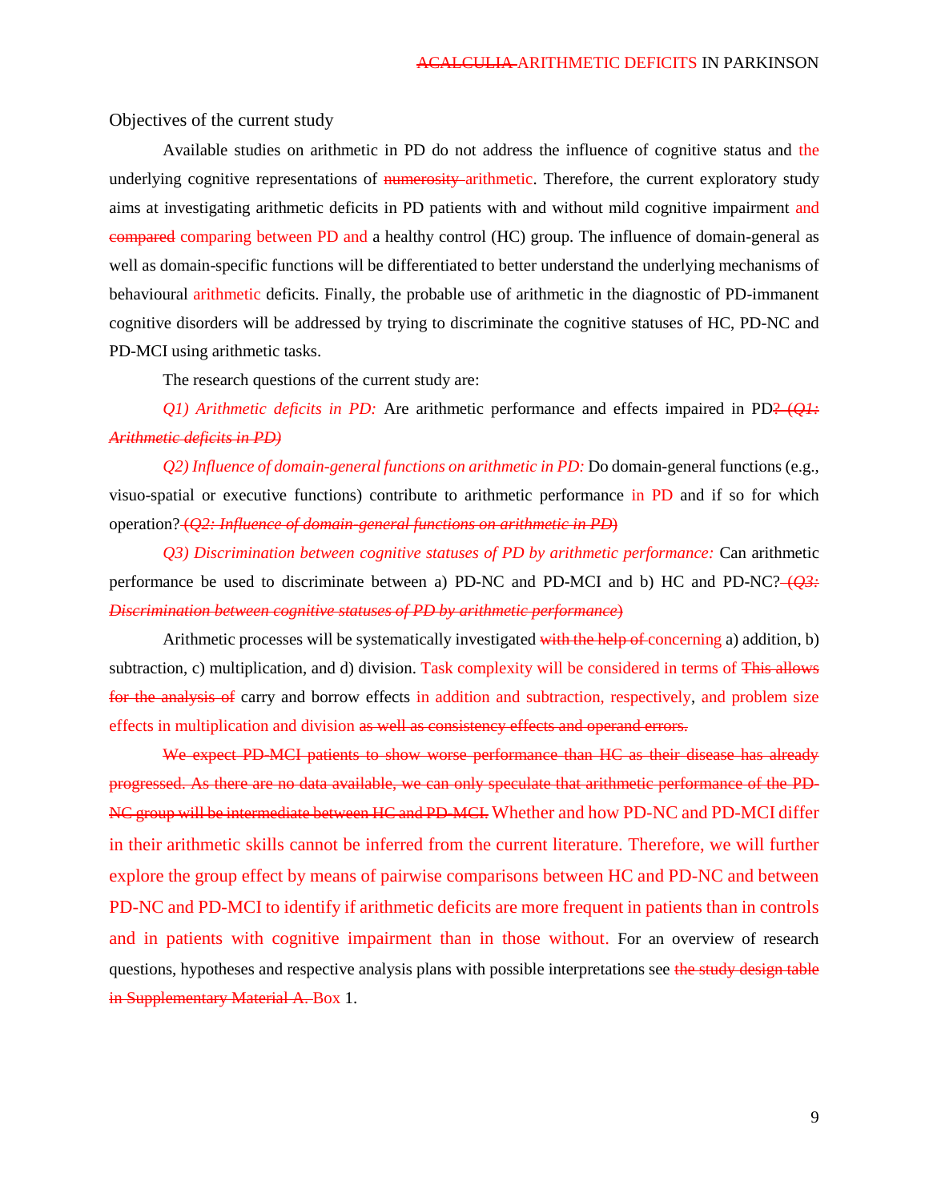## Objectives of the current study

Available studies on arithmetic in PD do not address the influence of cognitive status and the underlying cognitive representations of ~~numerosity~~ arithmetic. Therefore, the current exploratory study aims at investigating arithmetic deficits in PD patients with and without mild cognitive impairment and ~~compared~~ comparing between PD and a healthy control (HC) group. The influence of domain-general as well as domain-specific functions will be differentiated to better understand the underlying mechanisms of behavioural arithmetic deficits. Finally, the probable use of arithmetic in the diagnostic of PD-immanent cognitive disorders will be addressed by trying to discriminate the cognitive statuses of HC, PD-NC and PD-MCI using arithmetic tasks.

The research questions of the current study are:

*Q1) Arithmetic deficits in PD:* Are arithmetic performance and effects impaired in PD~~? (*Q1: Arithmetic deficits in PD*)~~

*Q2) Influence of domain-general functions on arithmetic in PD:* Do domain-general functions (e.g., visuo-spatial or executive functions) contribute to arithmetic performance in PD and if so for which operation?~~ (*Q2: Influence of domain-general functions on arithmetic in PD*)~~

*Q3) Discrimination between cognitive statuses of PD by arithmetic performance:* Can arithmetic performance be used to discriminate between a) PD-NC and PD-MCI and b) HC and PD-NC?~~ (*Q3: Discrimination between cognitive statuses of PD by arithmetic performance*)~~

Arithmetic processes will be systematically investigated ~~with the help of~~ concerning a) addition, b) subtraction, c) multiplication, and d) division. Task complexity will be considered in terms of ~~This allows for the analysis of~~ carry and borrow effects in addition and subtraction, respectively, and problem size effects in multiplication and division ~~as well as consistency effects and operand errors.~~

~~We expect PD-MCI patients to show worse performance than HC as their disease has already progressed. As there are no data available, we can only speculate that arithmetic performance of the PD-NC group will be intermediate between HC and PD-MCI.~~ Whether and how PD-NC and PD-MCI differ in their arithmetic skills cannot be inferred from the current literature. Therefore, we will further explore the group effect by means of pairwise comparisons between HC and PD-NC and between PD-NC and PD-MCI to identify if arithmetic deficits are more frequent in patients than in controls and in patients with cognitive impairment than in those without. For an overview of research questions, hypotheses and respective analysis plans with possible interpretations see ~~the study design table in Supplementary Material A.~~ Box 1.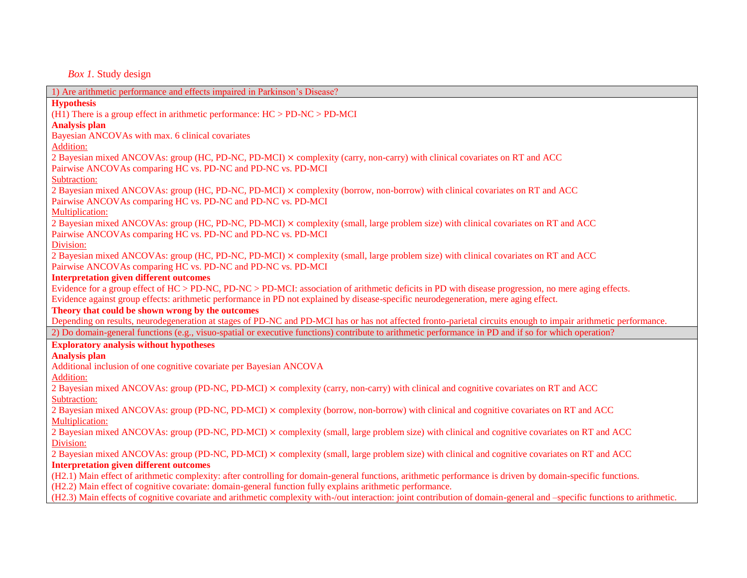*Box 1.* Study design

**1) Are arithmetic performance and effects impaired in Parkinson's Disease?**

**Hypothesis**

(H1) There is a group effect in arithmetic performance: HC > PD-NC > PD-MCI

**Analysis plan**

Bayesian ANCOVAs with max. 6 clinical covariates

<u>Addition:</u>

2 Bayesian mixed ANCOVAs: group (HC, PD-NC, PD-MCI) × complexity (carry, non-carry) with clinical covariates on RT and ACC

Pairwise ANCOVAs comparing HC vs. PD-NC and PD-NC vs. PD-MCI

<u>Subtraction:</u>

2 Bayesian mixed ANCOVAs: group (HC, PD-NC, PD-MCI) × complexity (borrow, non-borrow) with clinical covariates on RT and ACC

Pairwise ANCOVAs comparing HC vs. PD-NC and PD-NC vs. PD-MCI

<u>Multiplication:</u>

2 Bayesian mixed ANCOVAs: group (HC, PD-NC, PD-MCI) × complexity (small, large problem size) with clinical covariates on RT and ACC

Pairwise ANCOVAs comparing HC vs. PD-NC and PD-NC vs. PD-MCI

<u>Division:</u>

2 Bayesian mixed ANCOVAs: group (HC, PD-NC, PD-MCI) × complexity (small, large problem size) with clinical covariates on RT and ACC

Pairwise ANCOVAs comparing HC vs. PD-NC and PD-NC vs. PD-MCI

**Interpretation given different outcomes**

Evidence for a group effect of HC > PD-NC, PD-NC > PD-MCI: association of arithmetic deficits in PD with disease progression, no mere aging effects.

Evidence against group effects: arithmetic performance in PD not explained by disease-specific neurodegeneration, mere aging effect.

**Theory that could be shown wrong by the outcomes**

Depending on results, neurodegeneration at stages of PD-NC and PD-MCI has or has not affected fronto-parietal circuits enough to impair arithmetic performance.

**2) Do domain-general functions (e.g., visuo-spatial or executive functions) contribute to arithmetic performance in PD and if so for which operation?**

**Exploratory analysis without hypotheses**

**Analysis plan**

Additional inclusion of one cognitive covariate per Bayesian ANCOVA

<u>Addition:</u>

2 Bayesian mixed ANCOVAs: group (PD-NC, PD-MCI) × complexity (carry, non-carry) with clinical and cognitive covariates on RT and ACC

<u>Subtraction:</u>

2 Bayesian mixed ANCOVAs: group (PD-NC, PD-MCI) × complexity (borrow, non-borrow) with clinical and cognitive covariates on RT and ACC

<u>Multiplication:</u>

2 Bayesian mixed ANCOVAs: group (PD-NC, PD-MCI) × complexity (small, large problem size) with clinical and cognitive covariates on RT and ACC

<u>Division:</u>

2 Bayesian mixed ANCOVAs: group (PD-NC, PD-MCI) × complexity (small, large problem size) with clinical and cognitive covariates on RT and ACC

**Interpretation given different outcomes**

(H2.1) Main effect of arithmetic complexity: after controlling for domain-general functions, arithmetic performance is driven by domain-specific functions.

(H2.2) Main effect of cognitive covariate: domain-general function fully explains arithmetic performance.

(H2.3) Main effects of cognitive covariate and arithmetic complexity with-/out interaction: joint contribution of domain-general and –specific functions to arithmetic.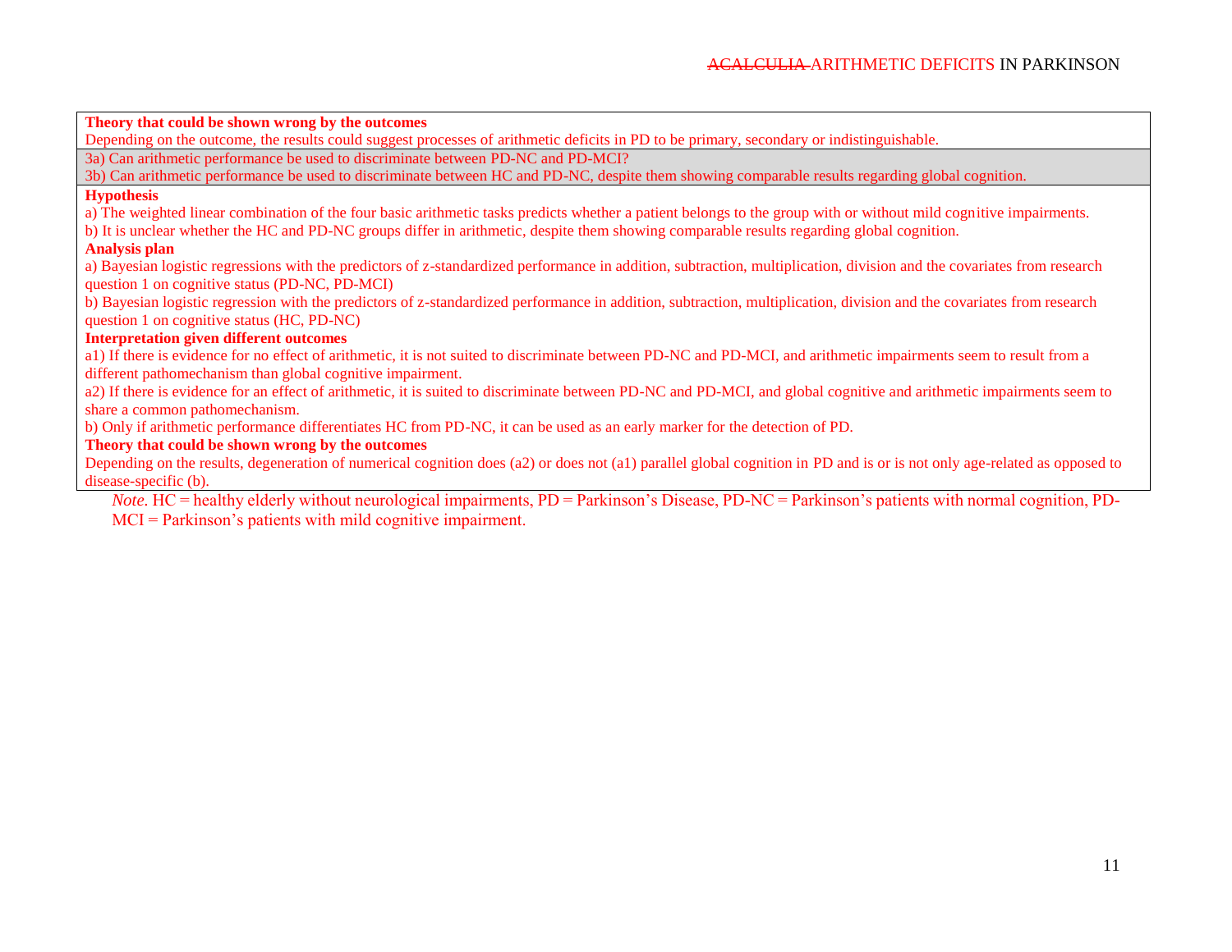**Theory that could be shown wrong by the outcomes**

Depending on the outcome, the results could suggest processes of arithmetic deficits in PD to be primary, secondary or indistinguishable.

3a) Can arithmetic performance be used to discriminate between PD-NC and PD-MCI?

3b) Can arithmetic performance be used to discriminate between HC and PD-NC, despite them showing comparable results regarding global cognition.

**Hypothesis**

a) The weighted linear combination of the four basic arithmetic tasks predicts whether a patient belongs to the group with or without mild cognitive impairments.

b) It is unclear whether the HC and PD-NC groups differ in arithmetic, despite them showing comparable results regarding global cognition.

**Analysis plan**

a) Bayesian logistic regressions with the predictors of z-standardized performance in addition, subtraction, multiplication, division and the covariates from research question 1 on cognitive status (PD-NC, PD-MCI)

b) Bayesian logistic regression with the predictors of z-standardized performance in addition, subtraction, multiplication, division and the covariates from research question 1 on cognitive status (HC, PD-NC)

**Interpretation given different outcomes**

a1) If there is evidence for no effect of arithmetic, it is not suited to discriminate between PD-NC and PD-MCI, and arithmetic impairments seem to result from a different pathomechanism than global cognitive impairment.

a2) If there is evidence for an effect of arithmetic, it is suited to discriminate between PD-NC and PD-MCI, and global cognitive and arithmetic impairments seem to share a common pathomechanism.

b) Only if arithmetic performance differentiates HC from PD-NC, it can be used as an early marker for the detection of PD.

**Theory that could be shown wrong by the outcomes**

Depending on the results, degeneration of numerical cognition does (a2) or does not (a1) parallel global cognition in PD and is or is not only age-related as opposed to disease-specific (b).

*Note*. HC = healthy elderly without neurological impairments, PD = Parkinson's Disease, PD-NC = Parkinson's patients with normal cognition, PD-MCI = Parkinson's patients with mild cognitive impairment.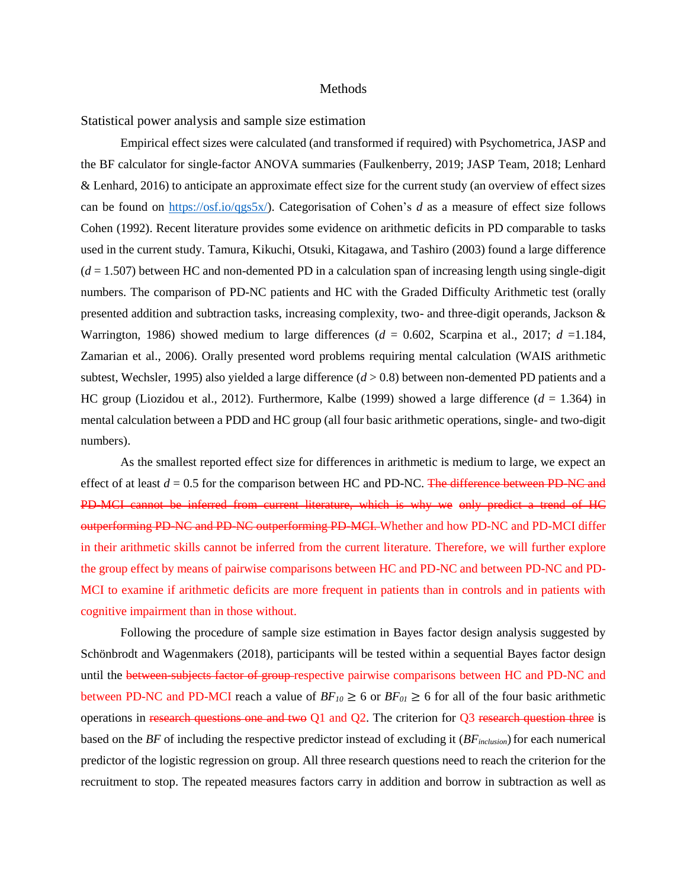# Methods

## Statistical power analysis and sample size estimation

Empirical effect sizes were calculated (and transformed if required) with Psychometrica, JASP and the BF calculator for single-factor ANOVA summaries (Faulkenberry, 2019; JASP Team, 2018; Lenhard & Lenhard, 2016) to anticipate an approximate effect size for the current study (an overview of effect sizes can be found on https://osf.io/qgs5x/). Categorisation of Cohen's *d* as a measure of effect size follows Cohen (1992). Recent literature provides some evidence on arithmetic deficits in PD comparable to tasks used in the current study. Tamura, Kikuchi, Otsuki, Kitagawa, and Tashiro (2003) found a large difference ($d$ = 1.507) between HC and non-demented PD in a calculation span of increasing length using single-digit numbers. The comparison of PD-NC patients and HC with the Graded Difficulty Arithmetic test (orally presented addition and subtraction tasks, increasing complexity, two- and three-digit operands, Jackson & Warrington, 1986) showed medium to large differences ($d$ = 0.602, Scarpina et al., 2017; $d$ =1.184, Zamarian et al., 2006). Orally presented word problems requiring mental calculation (WAIS arithmetic subtest, Wechsler, 1995) also yielded a large difference ($d > 0.8$) between non-demented PD patients and a HC group (Liozidou et al., 2012). Furthermore, Kalbe (1999) showed a large difference ($d$ = 1.364) in mental calculation between a PDD and HC group (all four basic arithmetic operations, single- and two-digit numbers).

As the smallest reported effect size for differences in arithmetic is medium to large, we expect an effect of at least $d$ = 0.5 for the comparison between HC and PD-NC. ~~The difference between PD-NC and PD-MCI cannot be inferred from current literature, which is why we only predict a trend of HC outperforming PD-NC and PD-NC outperforming PD-MCI.~~ Whether and how PD-NC and PD-MCI differ in their arithmetic skills cannot be inferred from the current literature. Therefore, we will further explore the group effect by means of pairwise comparisons between HC and PD-NC and between PD-NC and PD-MCI to examine if arithmetic deficits are more frequent in patients than in controls and in patients with cognitive impairment than in those without.

Following the procedure of sample size estimation in Bayes factor design analysis suggested by Schönbrodt and Wagenmakers (2018), participants will be tested within a sequential Bayes factor design until the ~~between-subjects factor of group~~ respective pairwise comparisons between HC and PD-NC and between PD-NC and PD-MCI reach a value of $BF_{10} \geq 6$ or $BF_{01} \geq 6$ for all of the four basic arithmetic operations in ~~research questions one and two~~ Q1 and Q2. The criterion for Q3 ~~research question three~~ is based on the *BF* of including the respective predictor instead of excluding it ($BF_{inclusion}$) for each numerical predictor of the logistic regression on group. All three research questions need to reach the criterion for the recruitment to stop. The repeated measures factors carry in addition and borrow in subtraction as well as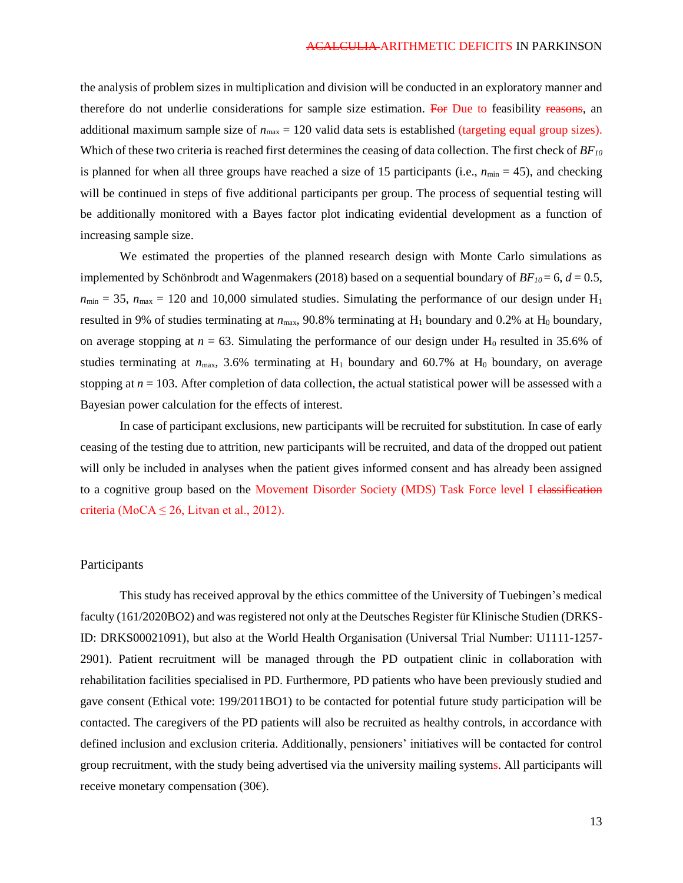the analysis of problem sizes in multiplication and division will be conducted in an exploratory manner and therefore do not underlie considerations for sample size estimation. ~~For~~ Due to feasibility ~~reasons~~, an additional maximum sample size of $n_{\max} = 120$ valid data sets is established (targeting equal group sizes). Which of these two criteria is reached first determines the ceasing of data collection. The first check of $BF_{10}$ is planned for when all three groups have reached a size of 15 participants (i.e., $n_{\min} = 45$), and checking will be continued in steps of five additional participants per group. The process of sequential testing will be additionally monitored with a Bayes factor plot indicating evidential development as a function of increasing sample size.

We estimated the properties of the planned research design with Monte Carlo simulations as implemented by Schönbrodt and Wagenmakers (2018) based on a sequential boundary of $BF_{10} = 6$, $d = 0.5$, $n_{\min} = 35$, $n_{\max} = 120$ and 10,000 simulated studies. Simulating the performance of our design under $H_1$ resulted in 9% of studies terminating at $n_{\max}$, 90.8% terminating at $H_1$ boundary and 0.2% at $H_0$ boundary, on average stopping at $n = 63$. Simulating the performance of our design under $H_0$ resulted in 35.6% of studies terminating at $n_{\max}$, 3.6% terminating at $H_1$ boundary and 60.7% at $H_0$ boundary, on average stopping at $n = 103$. After completion of data collection, the actual statistical power will be assessed with a Bayesian power calculation for the effects of interest.

In case of participant exclusions, new participants will be recruited for substitution. In case of early ceasing of the testing due to attrition, new participants will be recruited, and data of the dropped out patient will only be included in analyses when the patient gives informed consent and has already been assigned to a cognitive group based on the Movement Disorder Society (MDS) Task Force level I ~~classification~~ criteria (MoCA ≤ 26, Litvan et al., 2012).

## Participants

This study has received approval by the ethics committee of the University of Tuebingen's medical faculty (161/2020BO2) and was registered not only at the Deutsches Register für Klinische Studien (DRKS-ID: DRKS00021091), but also at the World Health Organisation (Universal Trial Number: U1111-1257-2901). Patient recruitment will be managed through the PD outpatient clinic in collaboration with rehabilitation facilities specialised in PD. Furthermore, PD patients who have been previously studied and gave consent (Ethical vote: 199/2011BO1) to be contacted for potential future study participation will be contacted. The caregivers of the PD patients will also be recruited as healthy controls, in accordance with defined inclusion and exclusion criteria. Additionally, pensioners' initiatives will be contacted for control group recruitment, with the study being advertised via the university mailing systems. All participants will receive monetary compensation (30€).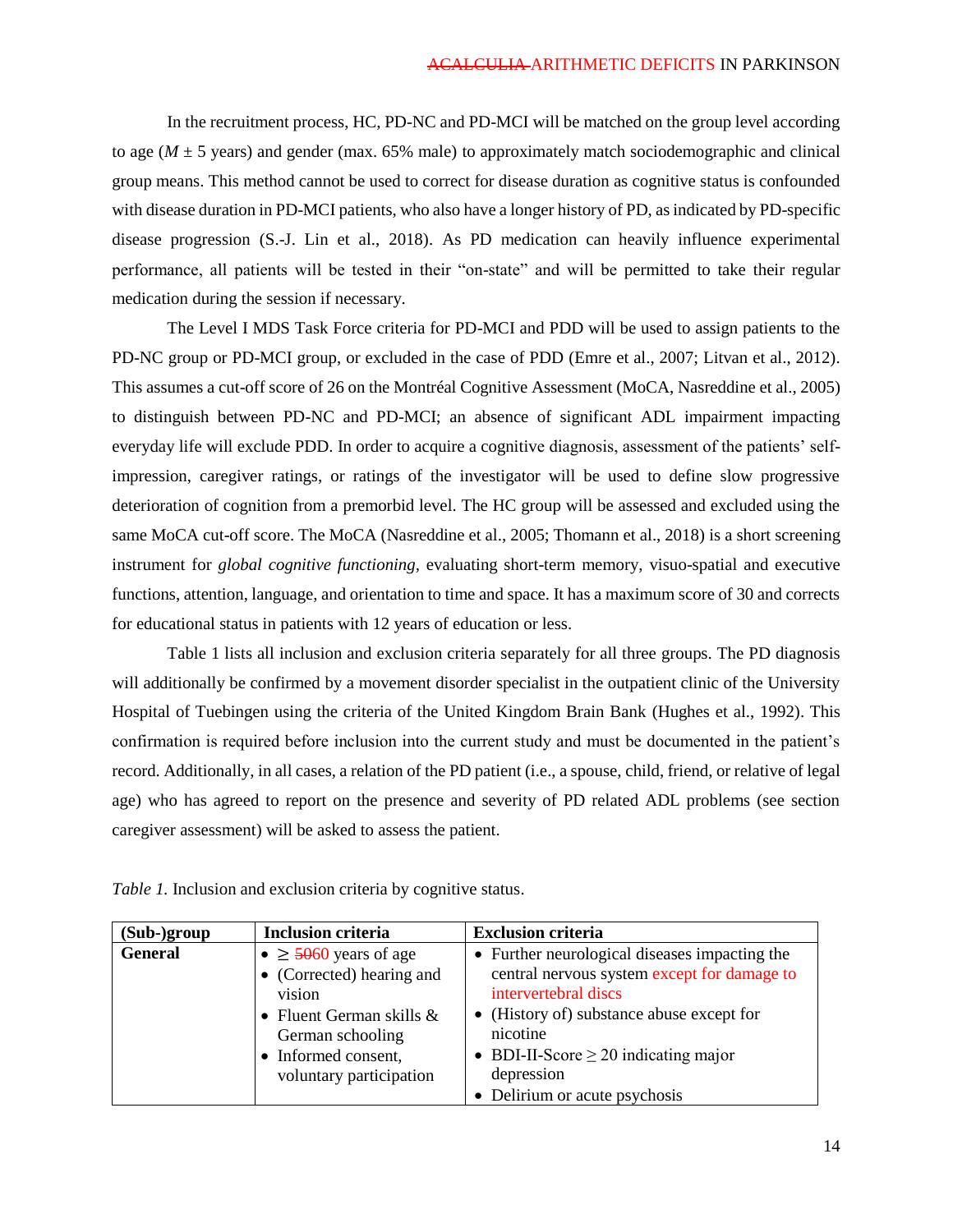In the recruitment process, HC, PD-NC and PD-MCI will be matched on the group level according to age ($M \pm 5$ years) and gender (max. 65% male) to approximately match sociodemographic and clinical group means. This method cannot be used to correct for disease duration as cognitive status is confounded with disease duration in PD-MCI patients, who also have a longer history of PD, as indicated by PD-specific disease progression (S.-J. Lin et al., 2018). As PD medication can heavily influence experimental performance, all patients will be tested in their "on-state" and will be permitted to take their regular medication during the session if necessary.

The Level I MDS Task Force criteria for PD-MCI and PDD will be used to assign patients to the PD-NC group or PD-MCI group, or excluded in the case of PDD (Emre et al., 2007; Litvan et al., 2012). This assumes a cut-off score of 26 on the Montréal Cognitive Assessment (MoCA, Nasreddine et al., 2005) to distinguish between PD-NC and PD-MCI; an absence of significant ADL impairment impacting everyday life will exclude PDD. In order to acquire a cognitive diagnosis, assessment of the patients' self-impression, caregiver ratings, or ratings of the investigator will be used to define slow progressive deterioration of cognition from a premorbid level. The HC group will be assessed and excluded using the same MoCA cut-off score. The MoCA (Nasreddine et al., 2005; Thomann et al., 2018) is a short screening instrument for *global cognitive functioning*, evaluating short-term memory, visuo-spatial and executive functions, attention, language, and orientation to time and space. It has a maximum score of 30 and corrects for educational status in patients with 12 years of education or less.

Table 1 lists all inclusion and exclusion criteria separately for all three groups. The PD diagnosis will additionally be confirmed by a movement disorder specialist in the outpatient clinic of the University Hospital of Tuebingen using the criteria of the United Kingdom Brain Bank (Hughes et al., 1992). This confirmation is required before inclusion into the current study and must be documented in the patient's record. Additionally, in all cases, a relation of the PD patient (i.e., a spouse, child, friend, or relative of legal age) who has agreed to report on the presence and severity of PD related ADL problems (see section caregiver assessment) will be asked to assess the patient.

*Table 1.* Inclusion and exclusion criteria by cognitive status.

| (Sub-)group | Inclusion criteria | Exclusion criteria |
|---|---|---|
| **General** | • ≥ ~~50~~60 years of age<br>• (Corrected) hearing and vision<br>• Fluent German skills & German schooling<br>• Informed consent, voluntary participation | • Further neurological diseases impacting the central nervous system except for damage to intervertebral discs<br>• (History of) substance abuse except for nicotine<br>• BDI-II-Score ≥ 20 indicating major depression<br>• Delirium or acute psychosis |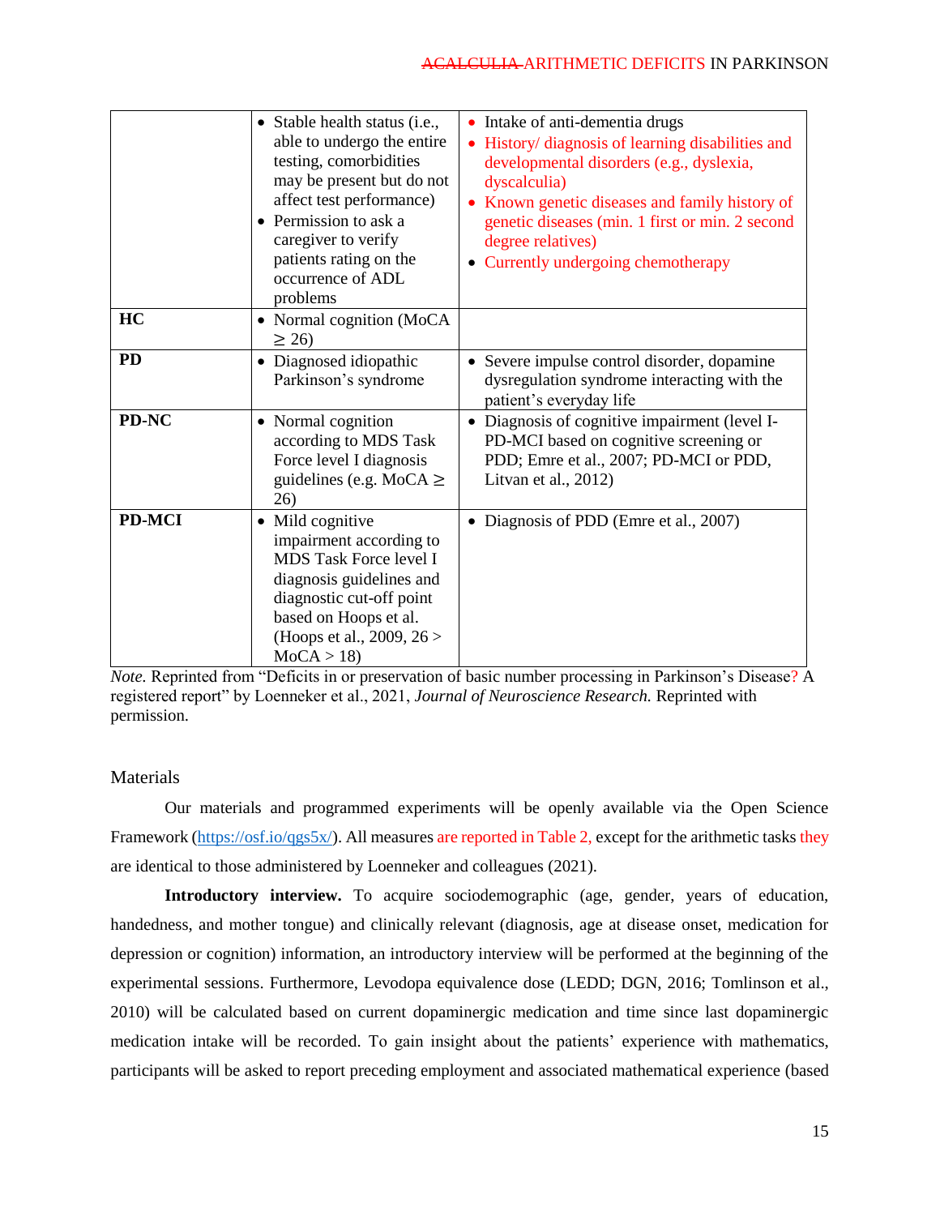| | | |
|---|---|---|
| | • Stable health status (i.e., able to undergo the entire testing, comorbidities may be present but do not affect test performance)<br>• Permission to ask a caregiver to verify patients rating on the occurrence of ADL problems | • Intake of anti-dementia drugs<br>• History/ diagnosis of learning disabilities and developmental disorders (e.g., dyslexia, dyscalculia)<br>• Known genetic diseases and family history of genetic diseases (min. 1 first or min. 2 second degree relatives)<br>• Currently undergoing chemotherapy |
| **HC** | • Normal cognition (MoCA ≥ 26) | |
| **PD** | • Diagnosed idiopathic Parkinson's syndrome | • Severe impulse control disorder, dopamine dysregulation syndrome interacting with the patient's everyday life |
| **PD-NC** | • Normal cognition according to MDS Task Force level I diagnosis guidelines (e.g. MoCA ≥ 26) | • Diagnosis of cognitive impairment (level I-PD-MCI based on cognitive screening or PDD; Emre et al., 2007; PD-MCI or PDD, Litvan et al., 2012) |
| **PD-MCI** | • Mild cognitive impairment according to MDS Task Force level I diagnosis guidelines and diagnostic cut-off point based on Hoops et al. (Hoops et al., 2009, 26 > MoCA > 18) | • Diagnosis of PDD (Emre et al., 2007) |

*Note.* Reprinted from "Deficits in or preservation of basic number processing in Parkinson's Disease? A registered report" by Loenneker et al., 2021, *Journal of Neuroscience Research.* Reprinted with permission.

## Materials

Our materials and programmed experiments will be openly available via the Open Science Framework (https://osf.io/qgs5x/). All measures are reported in Table 2, except for the arithmetic tasks they are identical to those administered by Loenneker and colleagues (2021).

**Introductory interview.** To acquire sociodemographic (age, gender, years of education, handedness, and mother tongue) and clinically relevant (diagnosis, age at disease onset, medication for depression or cognition) information, an introductory interview will be performed at the beginning of the experimental sessions. Furthermore, Levodopa equivalence dose (LEDD; DGN, 2016; Tomlinson et al., 2010) will be calculated based on current dopaminergic medication and time since last dopaminergic medication intake will be recorded. To gain insight about the patients' experience with mathematics, participants will be asked to report preceding employment and associated mathematical experience (based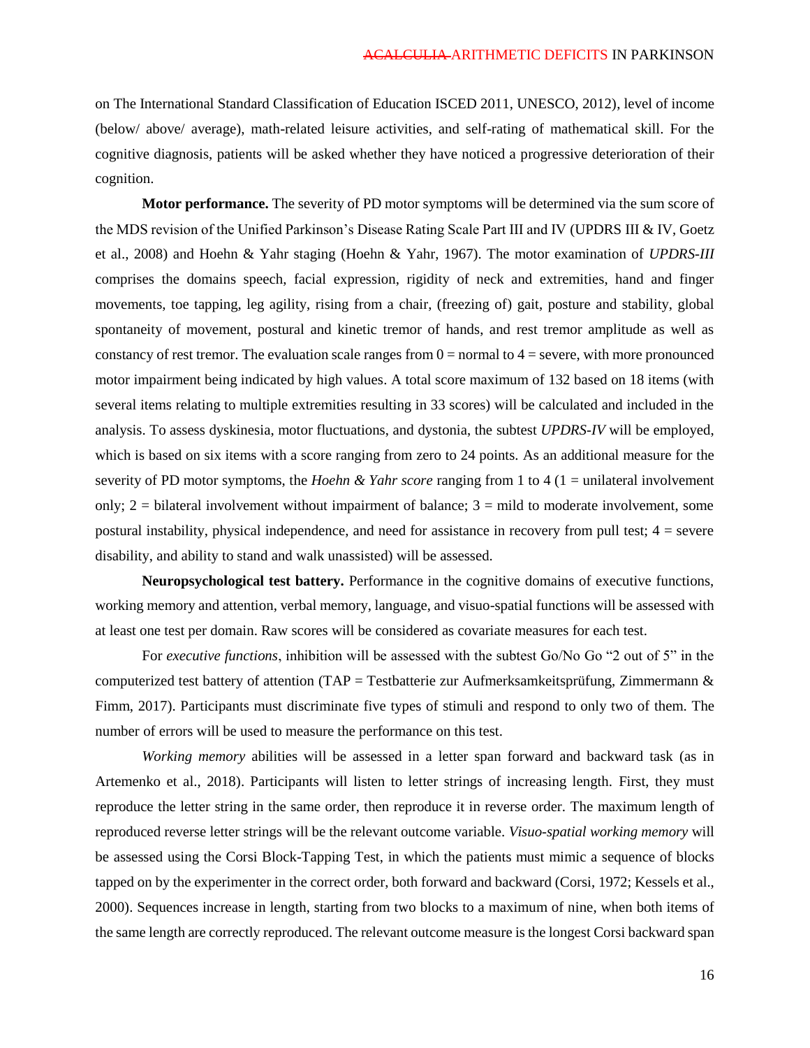on The International Standard Classification of Education ISCED 2011, UNESCO, 2012), level of income (below/ above/ average), math-related leisure activities, and self-rating of mathematical skill. For the cognitive diagnosis, patients will be asked whether they have noticed a progressive deterioration of their cognition.

**Motor performance.** The severity of PD motor symptoms will be determined via the sum score of the MDS revision of the Unified Parkinson's Disease Rating Scale Part III and IV (UPDRS III & IV, Goetz et al., 2008) and Hoehn & Yahr staging (Hoehn & Yahr, 1967). The motor examination of *UPDRS-III* comprises the domains speech, facial expression, rigidity of neck and extremities, hand and finger movements, toe tapping, leg agility, rising from a chair, (freezing of) gait, posture and stability, global spontaneity of movement, postural and kinetic tremor of hands, and rest tremor amplitude as well as constancy of rest tremor. The evaluation scale ranges from 0 = normal to 4 = severe, with more pronounced motor impairment being indicated by high values. A total score maximum of 132 based on 18 items (with several items relating to multiple extremities resulting in 33 scores) will be calculated and included in the analysis. To assess dyskinesia, motor fluctuations, and dystonia, the subtest *UPDRS-IV* will be employed, which is based on six items with a score ranging from zero to 24 points. As an additional measure for the severity of PD motor symptoms, the *Hoehn & Yahr score* ranging from 1 to 4 (1 = unilateral involvement only; 2 = bilateral involvement without impairment of balance; 3 = mild to moderate involvement, some postural instability, physical independence, and need for assistance in recovery from pull test; 4 = severe disability, and ability to stand and walk unassisted) will be assessed.

**Neuropsychological test battery.** Performance in the cognitive domains of executive functions, working memory and attention, verbal memory, language, and visuo-spatial functions will be assessed with at least one test per domain. Raw scores will be considered as covariate measures for each test.

For *executive functions*, inhibition will be assessed with the subtest Go/No Go "2 out of 5" in the computerized test battery of attention (TAP = Testbatterie zur Aufmerksamkeitsprüfung, Zimmermann & Fimm, 2017). Participants must discriminate five types of stimuli and respond to only two of them. The number of errors will be used to measure the performance on this test.

*Working memory* abilities will be assessed in a letter span forward and backward task (as in Artemenko et al., 2018). Participants will listen to letter strings of increasing length. First, they must reproduce the letter string in the same order, then reproduce it in reverse order. The maximum length of reproduced reverse letter strings will be the relevant outcome variable. *Visuo-spatial working memory* will be assessed using the Corsi Block-Tapping Test, in which the patients must mimic a sequence of blocks tapped on by the experimenter in the correct order, both forward and backward (Corsi, 1972; Kessels et al., 2000). Sequences increase in length, starting from two blocks to a maximum of nine, when both items of the same length are correctly reproduced. The relevant outcome measure is the longest Corsi backward span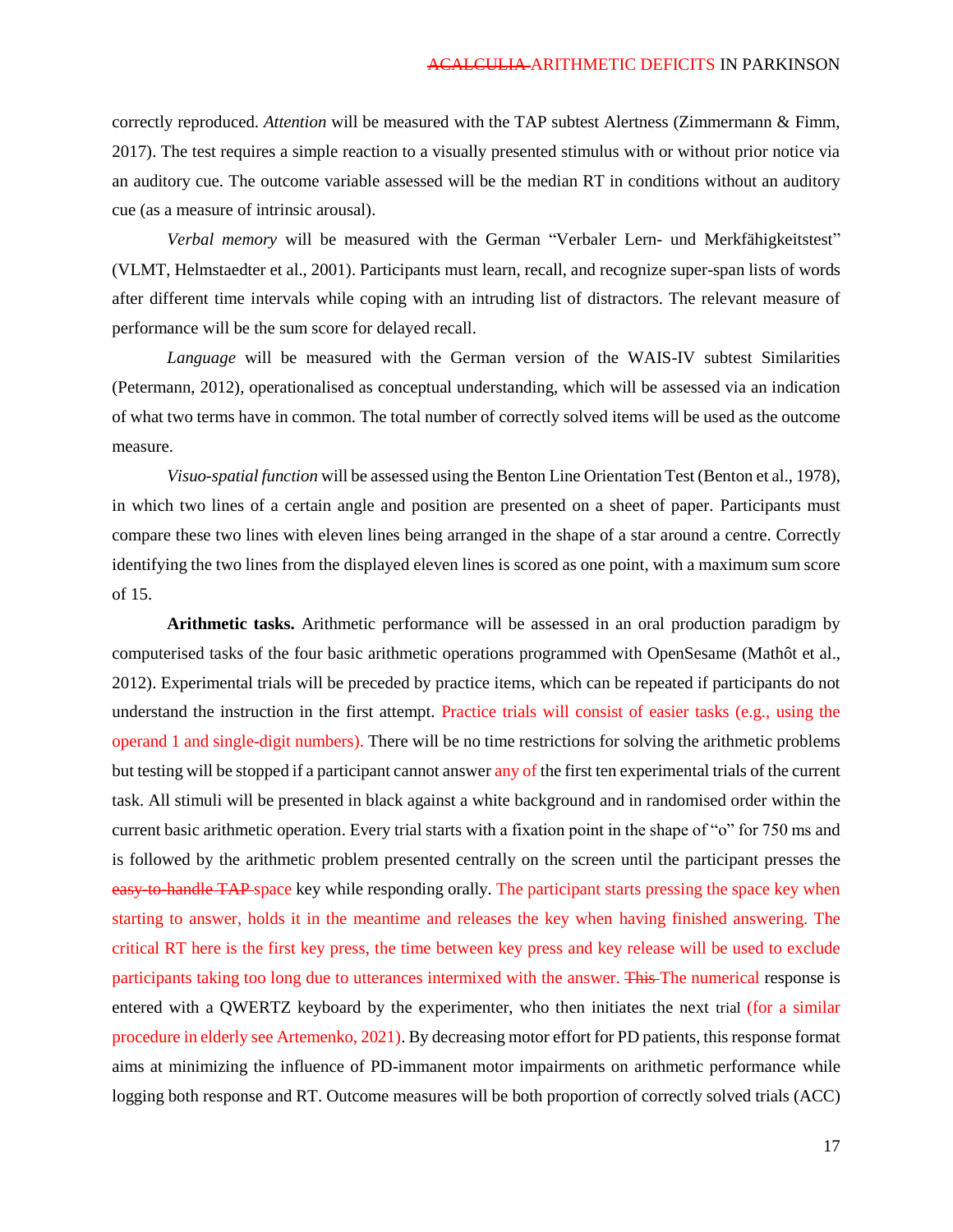correctly reproduced. *Attention* will be measured with the TAP subtest Alertness (Zimmermann & Fimm, 2017). The test requires a simple reaction to a visually presented stimulus with or without prior notice via an auditory cue. The outcome variable assessed will be the median RT in conditions without an auditory cue (as a measure of intrinsic arousal).

*Verbal memory* will be measured with the German "Verbaler Lern- und Merkfähigkeitstest" (VLMT, Helmstaedter et al., 2001). Participants must learn, recall, and recognize super-span lists of words after different time intervals while coping with an intruding list of distractors. The relevant measure of performance will be the sum score for delayed recall.

*Language* will be measured with the German version of the WAIS-IV subtest Similarities (Petermann, 2012), operationalised as conceptual understanding, which will be assessed via an indication of what two terms have in common. The total number of correctly solved items will be used as the outcome measure.

*Visuo-spatial function* will be assessed using the Benton Line Orientation Test (Benton et al., 1978), in which two lines of a certain angle and position are presented on a sheet of paper. Participants must compare these two lines with eleven lines being arranged in the shape of a star around a centre. Correctly identifying the two lines from the displayed eleven lines is scored as one point, with a maximum sum score of 15.

**Arithmetic tasks.** Arithmetic performance will be assessed in an oral production paradigm by computerised tasks of the four basic arithmetic operations programmed with OpenSesame (Mathôt et al., 2012). Experimental trials will be preceded by practice items, which can be repeated if participants do not understand the instruction in the first attempt. Practice trials will consist of easier tasks (e.g., using the operand 1 and single-digit numbers). There will be no time restrictions for solving the arithmetic problems but testing will be stopped if a participant cannot answer any of the first ten experimental trials of the current task. All stimuli will be presented in black against a white background and in randomised order within the current basic arithmetic operation. Every trial starts with a fixation point in the shape of "o" for 750 ms and is followed by the arithmetic problem presented centrally on the screen until the participant presses the ~~easy-to-handle TAP~~ space key while responding orally. The participant starts pressing the space key when starting to answer, holds it in the meantime and releases the key when having finished answering. The critical RT here is the first key press, the time between key press and key release will be used to exclude participants taking too long due to utterances intermixed with the answer. ~~This~~ The numerical response is entered with a QWERTZ keyboard by the experimenter, who then initiates the next trial (for a similar procedure in elderly see Artemenko, 2021). By decreasing motor effort for PD patients, this response format aims at minimizing the influence of PD-immanent motor impairments on arithmetic performance while logging both response and RT. Outcome measures will be both proportion of correctly solved trials (ACC)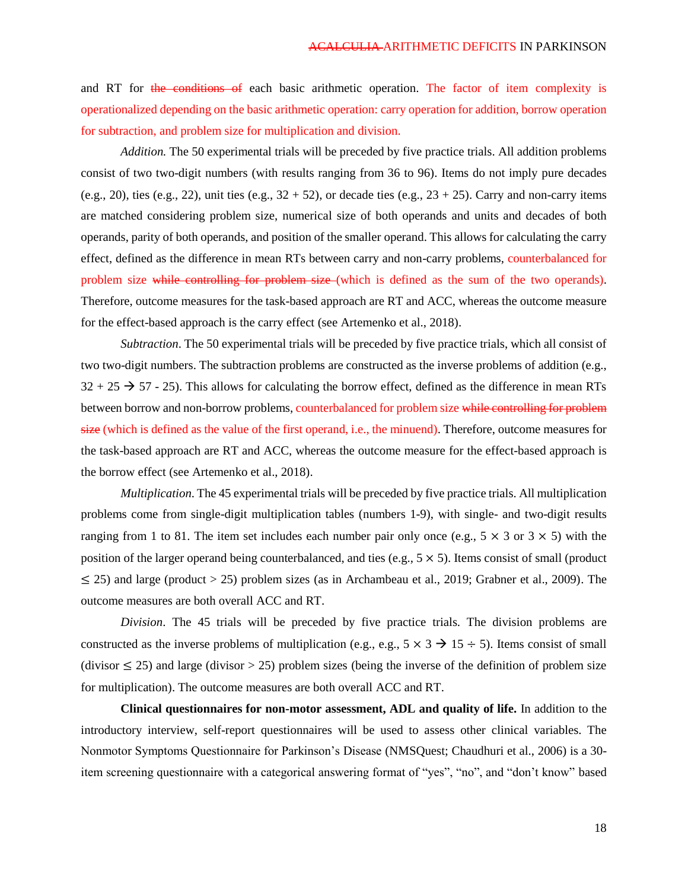and RT for ~~the conditions of~~ each basic arithmetic operation. The factor of item complexity is operationalized depending on the basic arithmetic operation: carry operation for addition, borrow operation for subtraction, and problem size for multiplication and division.

*Addition.* The 50 experimental trials will be preceded by five practice trials. All addition problems consist of two two-digit numbers (with results ranging from 36 to 96). Items do not imply pure decades (e.g., 20), ties (e.g., 22), unit ties (e.g., 32 + 52), or decade ties (e.g., 23 + 25). Carry and non-carry items are matched considering problem size, numerical size of both operands and units and decades of both operands, parity of both operands, and position of the smaller operand. This allows for calculating the carry effect, defined as the difference in mean RTs between carry and non-carry problems, counterbalanced for problem size ~~while controlling for problem size~~ (which is defined as the sum of the two operands). Therefore, outcome measures for the task-based approach are RT and ACC, whereas the outcome measure for the effect-based approach is the carry effect (see Artemenko et al., 2018).

*Subtraction*. The 50 experimental trials will be preceded by five practice trials, which all consist of two two-digit numbers. The subtraction problems are constructed as the inverse problems of addition (e.g., 32 + 25 → 57 - 25). This allows for calculating the borrow effect, defined as the difference in mean RTs between borrow and non-borrow problems, counterbalanced for problem size ~~while controlling for problem size~~ (which is defined as the value of the first operand, i.e., the minuend). Therefore, outcome measures for the task-based approach are RT and ACC, whereas the outcome measure for the effect-based approach is the borrow effect (see Artemenko et al., 2018).

*Multiplication.* The 45 experimental trials will be preceded by five practice trials. All multiplication problems come from single-digit multiplication tables (numbers 1-9), with single- and two-digit results ranging from 1 to 81. The item set includes each number pair only once (e.g., 5 × 3 or 3 × 5) with the position of the larger operand being counterbalanced, and ties (e.g., 5 × 5). Items consist of small (product ≤ 25) and large (product > 25) problem sizes (as in Archambeau et al., 2019; Grabner et al., 2009). The outcome measures are both overall ACC and RT.

*Division*. The 45 trials will be preceded by five practice trials. The division problems are constructed as the inverse problems of multiplication (e.g., e.g., 5 × 3 → 15 ÷ 5). Items consist of small (divisor ≤ 25) and large (divisor > 25) problem sizes (being the inverse of the definition of problem size for multiplication). The outcome measures are both overall ACC and RT.

**Clinical questionnaires for non-motor assessment, ADL and quality of life.** In addition to the introductory interview, self-report questionnaires will be used to assess other clinical variables. The Nonmotor Symptoms Questionnaire for Parkinson's Disease (NMSQuest; Chaudhuri et al., 2006) is a 30-item screening questionnaire with a categorical answering format of "yes", "no", and "don't know" based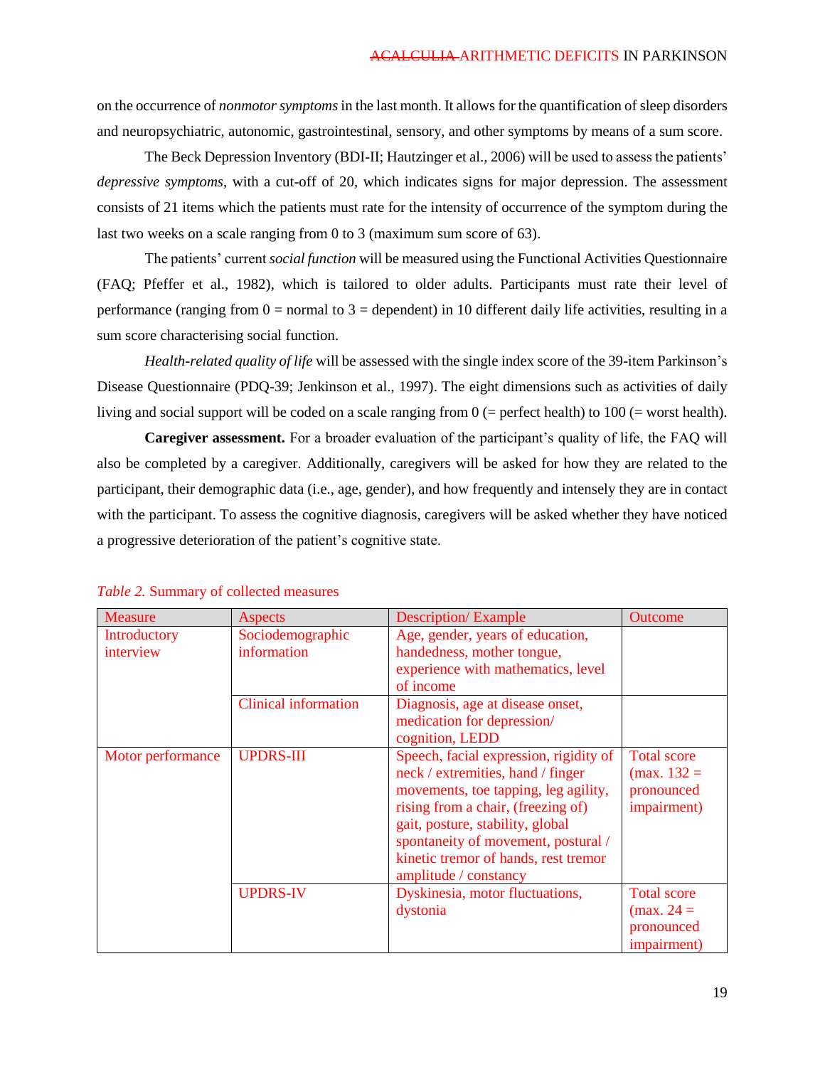on the occurrence of *nonmotor symptoms* in the last month. It allows for the quantification of sleep disorders and neuropsychiatric, autonomic, gastrointestinal, sensory, and other symptoms by means of a sum score.

The Beck Depression Inventory (BDI-II; Hautzinger et al., 2006) will be used to assess the patients' *depressive symptoms*, with a cut-off of 20, which indicates signs for major depression. The assessment consists of 21 items which the patients must rate for the intensity of occurrence of the symptom during the last two weeks on a scale ranging from 0 to 3 (maximum sum score of 63).

The patients' current *social function* will be measured using the Functional Activities Questionnaire (FAQ; Pfeffer et al., 1982), which is tailored to older adults. Participants must rate their level of performance (ranging from 0 = normal to 3 = dependent) in 10 different daily life activities, resulting in a sum score characterising social function.

*Health-related quality of life* will be assessed with the single index score of the 39-item Parkinson's Disease Questionnaire (PDQ-39; Jenkinson et al., 1997). The eight dimensions such as activities of daily living and social support will be coded on a scale ranging from 0 (= perfect health) to 100 (= worst health).

**Caregiver assessment.** For a broader evaluation of the participant's quality of life, the FAQ will also be completed by a caregiver. Additionally, caregivers will be asked for how they are related to the participant, their demographic data (i.e., age, gender), and how frequently and intensely they are in contact with the participant. To assess the cognitive diagnosis, caregivers will be asked whether they have noticed a progressive deterioration of the patient's cognitive state.

*Table 2.* Summary of collected measures

| Measure | Aspects | Description/ Example | Outcome |
|---|---|---|---|
| Introductory interview | Sociodemographic information | Age, gender, years of education, handedness, mother tongue, experience with mathematics, level of income | |
| | Clinical information | Diagnosis, age at disease onset, medication for depression/ cognition, LEDD | |
| Motor performance | UPDRS-III | Speech, facial expression, rigidity of neck / extremities, hand / finger movements, toe tapping, leg agility, rising from a chair, (freezing of) gait, posture, stability, global spontaneity of movement, postural / kinetic tremor of hands, rest tremor amplitude / constancy | Total score (max. 132 = pronounced impairment) |
| | UPDRS-IV | Dyskinesia, motor fluctuations, dystonia | Total score (max. 24 = pronounced impairment) |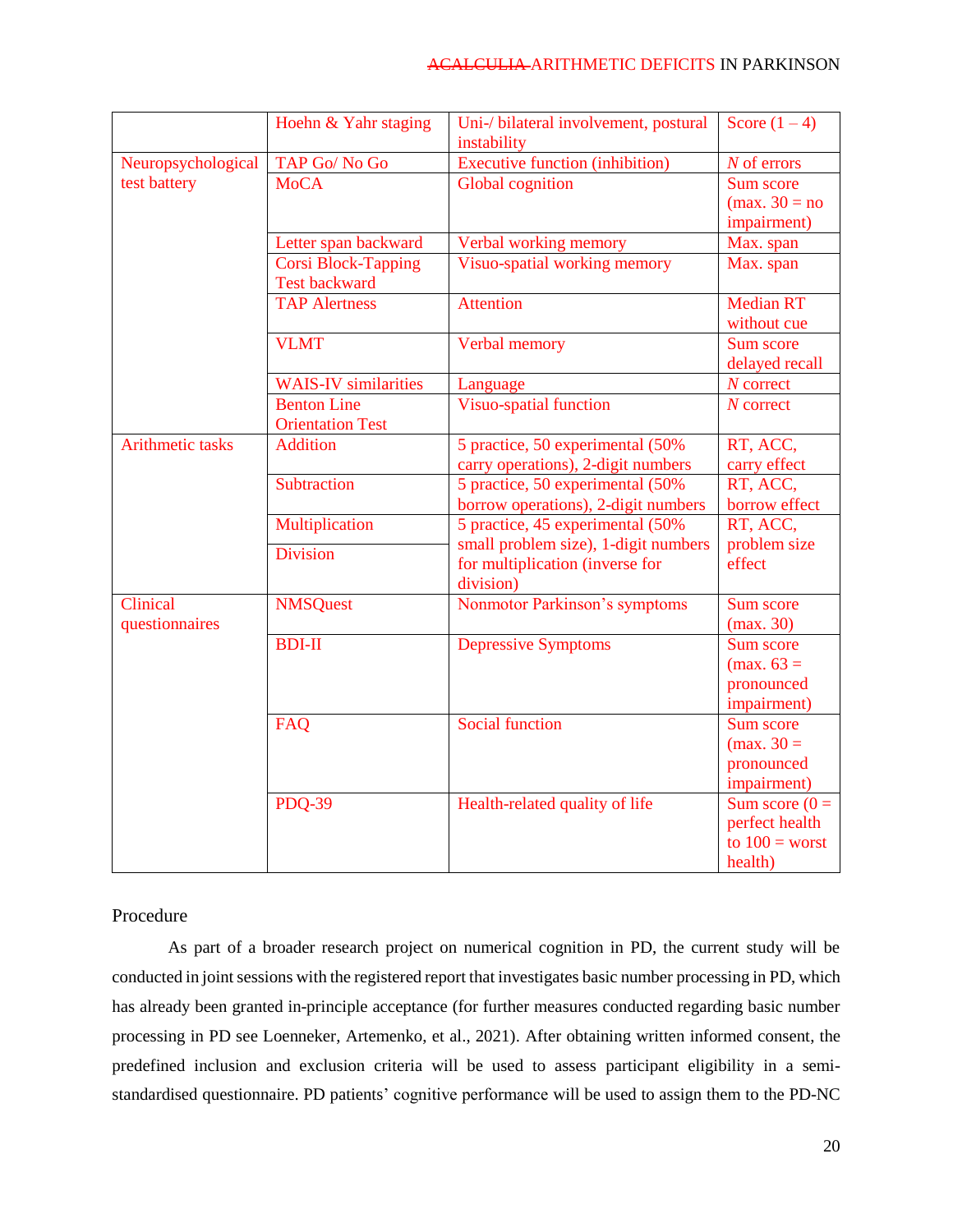| | | | |
|---|---|---|---|
| | Hoehn & Yahr staging | Uni-/ bilateral involvement, postural instability | Score (1 – 4) |
| Neuropsychological test battery | TAP Go/ No Go | Executive function (inhibition) | *N* of errors |
| | MoCA | Global cognition | Sum score (max. 30 = no impairment) |
| | Letter span backward | Verbal working memory | Max. span |
| | Corsi Block-Tapping Test backward | Visuo-spatial working memory | Max. span |
| | TAP Alertness | Attention | Median RT without cue |
| | VLMT | Verbal memory | Sum score delayed recall |
| | WAIS-IV similarities | Language | *N* correct |
| | Benton Line Orientation Test | Visuo-spatial function | *N* correct |
| Arithmetic tasks | Addition | 5 practice, 50 experimental (50% carry operations), 2-digit numbers | RT, ACC, carry effect |
| | Subtraction | 5 practice, 50 experimental (50% borrow operations), 2-digit numbers | RT, ACC, borrow effect |
| | Multiplication | 5 practice, 45 experimental (50% small problem size), 1-digit numbers for multiplication (inverse for division) | RT, ACC, problem size effect |
| | Division | | |
| Clinical questionnaires | NMSQuest | Nonmotor Parkinson's symptoms | Sum score (max. 30) |
| | BDI-II | Depressive Symptoms | Sum score (max. 63 = pronounced impairment) |
| | FAQ | Social function | Sum score (max. 30 = pronounced impairment) |
| | PDQ-39 | Health-related quality of life | Sum score (0 = perfect health to 100 = worst health) |

## Procedure

As part of a broader research project on numerical cognition in PD, the current study will be conducted in joint sessions with the registered report that investigates basic number processing in PD, which has already been granted in-principle acceptance (for further measures conducted regarding basic number processing in PD see Loenneker, Artemenko, et al., 2021). After obtaining written informed consent, the predefined inclusion and exclusion criteria will be used to assess participant eligibility in a semi-standardised questionnaire. PD patients' cognitive performance will be used to assign them to the PD-NC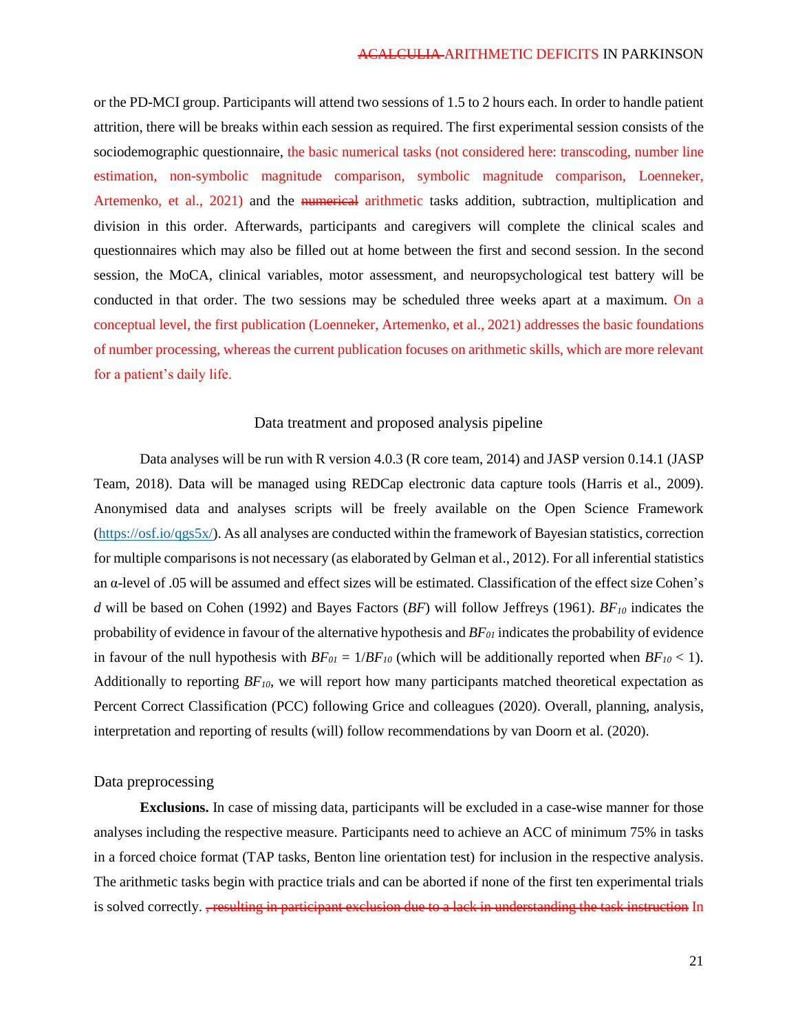or the PD-MCI group. Participants will attend two sessions of 1.5 to 2 hours each. In order to handle patient attrition, there will be breaks within each session as required. The first experimental session consists of the sociodemographic questionnaire, the basic numerical tasks (not considered here: transcoding, number line estimation, non-symbolic magnitude comparison, symbolic magnitude comparison, Loenneker, Artemenko, et al., 2021) and the ~~numerical~~ arithmetic tasks addition, subtraction, multiplication and division in this order. Afterwards, participants and caregivers will complete the clinical scales and questionnaires which may also be filled out at home between the first and second session. In the second session, the MoCA, clinical variables, motor assessment, and neuropsychological test battery will be conducted in that order. The two sessions may be scheduled three weeks apart at a maximum. On a conceptual level, the first publication (Loenneker, Artemenko, et al., 2021) addresses the basic foundations of number processing, whereas the current publication focuses on arithmetic skills, which are more relevant for a patient's daily life.

## Data treatment and proposed analysis pipeline

Data analyses will be run with R version 4.0.3 (R core team, 2014) and JASP version 0.14.1 (JASP Team, 2018). Data will be managed using REDCap electronic data capture tools (Harris et al., 2009). Anonymised data and analyses scripts will be freely available on the Open Science Framework (https://osf.io/qgs5x/). As all analyses are conducted within the framework of Bayesian statistics, correction for multiple comparisons is not necessary (as elaborated by Gelman et al., 2012). For all inferential statistics an α-level of .05 will be assumed and effect sizes will be estimated. Classification of the effect size Cohen's *d* will be based on Cohen (1992) and Bayes Factors (*BF*) will follow Jeffreys (1961). $BF_{10}$ indicates the probability of evidence in favour of the alternative hypothesis and $BF_{01}$ indicates the probability of evidence in favour of the null hypothesis with $BF_{01} = 1/BF_{10}$ (which will be additionally reported when $BF_{10} < 1$). Additionally to reporting $BF_{10}$, we will report how many participants matched theoretical expectation as Percent Correct Classification (PCC) following Grice and colleagues (2020). Overall, planning, analysis, interpretation and reporting of results (will) follow recommendations by van Doorn et al. (2020).

### Data preprocessing

**Exclusions.** In case of missing data, participants will be excluded in a case-wise manner for those analyses including the respective measure. Participants need to achieve an ACC of minimum 75% in tasks in a forced choice format (TAP tasks, Benton line orientation test) for inclusion in the respective analysis. The arithmetic tasks begin with practice trials and can be aborted if none of the first ten experimental trials is solved correctly. ~~, resulting in participant exclusion due to a lack in understanding the task instruction~~ In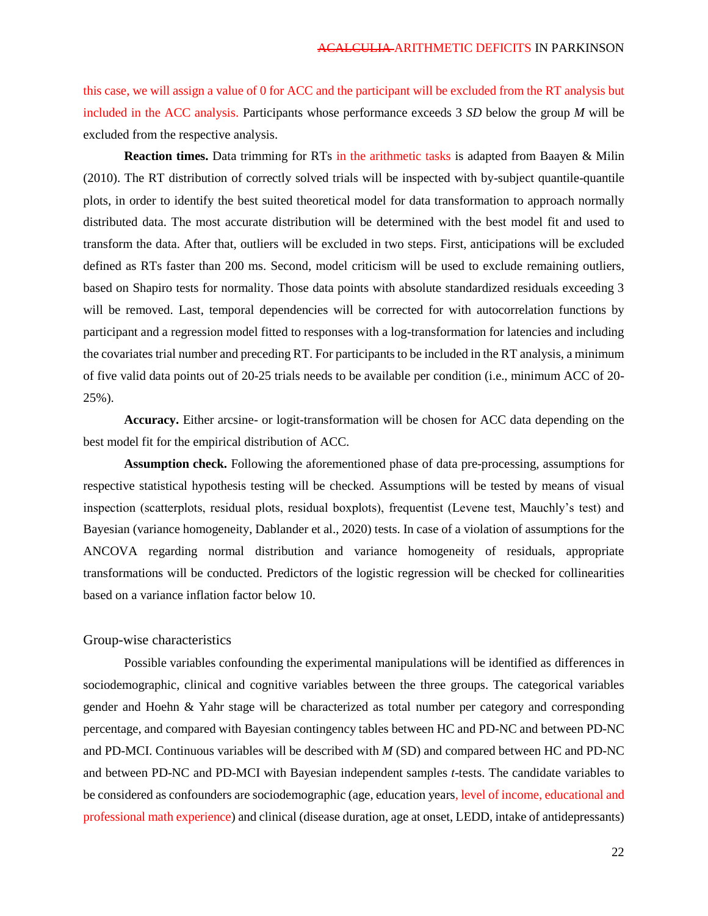this case, we will assign a value of 0 for ACC and the participant will be excluded from the RT analysis but included in the ACC analysis. Participants whose performance exceeds 3 *SD* below the group *M* will be excluded from the respective analysis.

**Reaction times.** Data trimming for RTs in the arithmetic tasks is adapted from Baayen & Milin (2010). The RT distribution of correctly solved trials will be inspected with by-subject quantile-quantile plots, in order to identify the best suited theoretical model for data transformation to approach normally distributed data. The most accurate distribution will be determined with the best model fit and used to transform the data. After that, outliers will be excluded in two steps. First, anticipations will be excluded defined as RTs faster than 200 ms. Second, model criticism will be used to exclude remaining outliers, based on Shapiro tests for normality. Those data points with absolute standardized residuals exceeding 3 will be removed. Last, temporal dependencies will be corrected for with autocorrelation functions by participant and a regression model fitted to responses with a log-transformation for latencies and including the covariates trial number and preceding RT. For participants to be included in the RT analysis, a minimum of five valid data points out of 20-25 trials needs to be available per condition (i.e., minimum ACC of 20-25%).

**Accuracy.** Either arcsine- or logit-transformation will be chosen for ACC data depending on the best model fit for the empirical distribution of ACC.

**Assumption check.** Following the aforementioned phase of data pre-processing, assumptions for respective statistical hypothesis testing will be checked. Assumptions will be tested by means of visual inspection (scatterplots, residual plots, residual boxplots), frequentist (Levene test, Mauchly's test) and Bayesian (variance homogeneity, Dablander et al., 2020) tests. In case of a violation of assumptions for the ANCOVA regarding normal distribution and variance homogeneity of residuals, appropriate transformations will be conducted. Predictors of the logistic regression will be checked for collinearities based on a variance inflation factor below 10.

## Group-wise characteristics

Possible variables confounding the experimental manipulations will be identified as differences in sociodemographic, clinical and cognitive variables between the three groups. The categorical variables gender and Hoehn & Yahr stage will be characterized as total number per category and corresponding percentage, and compared with Bayesian contingency tables between HC and PD-NC and between PD-NC and PD-MCI. Continuous variables will be described with *M* (SD) and compared between HC and PD-NC and between PD-NC and PD-MCI with Bayesian independent samples *t*-tests. The candidate variables to be considered as confounders are sociodemographic (age, education years, level of income, educational and professional math experience) and clinical (disease duration, age at onset, LEDD, intake of antidepressants)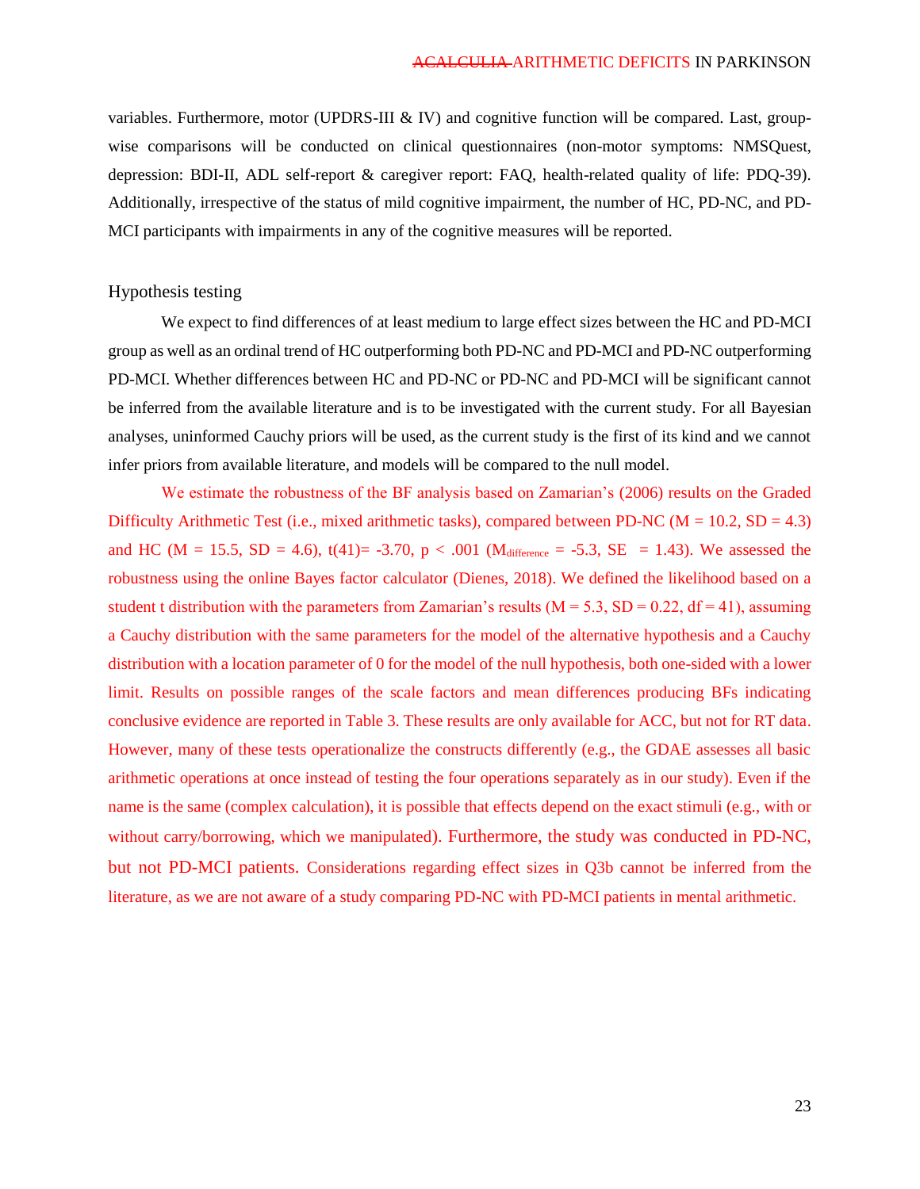variables. Furthermore, motor (UPDRS-III & IV) and cognitive function will be compared. Last, group-wise comparisons will be conducted on clinical questionnaires (non-motor symptoms: NMSQuest, depression: BDI-II, ADL self-report & caregiver report: FAQ, health-related quality of life: PDQ-39). Additionally, irrespective of the status of mild cognitive impairment, the number of HC, PD-NC, and PD-MCI participants with impairments in any of the cognitive measures will be reported.

## Hypothesis testing

We expect to find differences of at least medium to large effect sizes between the HC and PD-MCI group as well as an ordinal trend of HC outperforming both PD-NC and PD-MCI and PD-NC outperforming PD-MCI. Whether differences between HC and PD-NC or PD-NC and PD-MCI will be significant cannot be inferred from the available literature and is to be investigated with the current study. For all Bayesian analyses, uninformed Cauchy priors will be used, as the current study is the first of its kind and we cannot infer priors from available literature, and models will be compared to the null model.

We estimate the robustness of the BF analysis based on Zamarian's (2006) results on the Graded Difficulty Arithmetic Test (i.e., mixed arithmetic tasks), compared between PD-NC (M = 10.2, SD = 4.3) and HC (M = 15.5, SD = 4.6), $t(41) = -3.70$, $p < .001$ ($M_{difference} = -5.3$, SE = 1.43). We assessed the robustness using the online Bayes factor calculator (Dienes, 2018). We defined the likelihood based on a student t distribution with the parameters from Zamarian's results (M = 5.3, SD = 0.22, df = 41), assuming a Cauchy distribution with the same parameters for the model of the alternative hypothesis and a Cauchy distribution with a location parameter of 0 for the model of the null hypothesis, both one-sided with a lower limit. Results on possible ranges of the scale factors and mean differences producing BFs indicating conclusive evidence are reported in Table 3. These results are only available for ACC, but not for RT data. However, many of these tests operationalize the constructs differently (e.g., the GDAE assesses all basic arithmetic operations at once instead of testing the four operations separately as in our study). Even if the name is the same (complex calculation), it is possible that effects depend on the exact stimuli (e.g., with or without carry/borrowing, which we manipulated). Furthermore, the study was conducted in PD-NC, but not PD-MCI patients. Considerations regarding effect sizes in Q3b cannot be inferred from the literature, as we are not aware of a study comparing PD-NC with PD-MCI patients in mental arithmetic.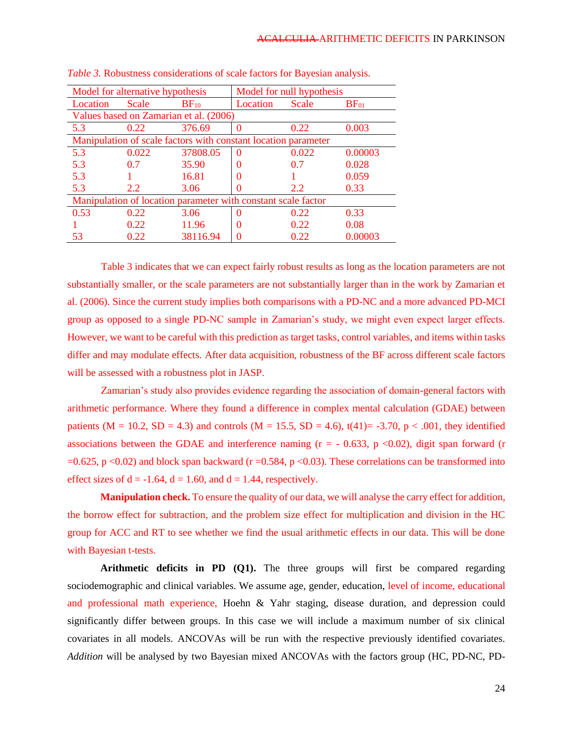*Table 3.* Robustness considerations of scale factors for Bayesian analysis.

| Model for alternative hypothesis | | | Model for null hypothesis | | |
|---|---|---|---|---|---|
| Location | Scale | $BF_{10}$ | Location | Scale | $BF_{01}$ |
| Values based on Zamarian et al. (2006) | | | | | |
| 5.3 | 0.22 | 376.69 | 0 | 0.22 | 0.003 |
| Manipulation of scale factors with constant location parameter | | | | | |
| 5.3 | 0.022 | 37808.05 | 0 | 0.022 | 0.00003 |
| 5.3 | 0.7 | 35.90 | 0 | 0.7 | 0.028 |
| 5.3 | 1 | 16.81 | 0 | 1 | 0.059 |
| 5.3 | 2.2 | 3.06 | 0 | 2.2 | 0.33 |
| Manipulation of location parameter with constant scale factor | | | | | |
| 0.53 | 0.22 | 3.06 | 0 | 0.22 | 0.33 |
| 1 | 0.22 | 11.96 | 0 | 0.22 | 0.08 |
| 53 | 0.22 | 38116.94 | 0 | 0.22 | 0.00003 |

Table 3 indicates that we can expect fairly robust results as long as the location parameters are not substantially smaller, or the scale parameters are not substantially larger than in the work by Zamarian et al. (2006). Since the current study implies both comparisons with a PD-NC and a more advanced PD-MCI group as opposed to a single PD-NC sample in Zamarian's study, we might even expect larger effects. However, we want to be careful with this prediction as target tasks, control variables, and items within tasks differ and may modulate effects. After data acquisition, robustness of the BF across different scale factors will be assessed with a robustness plot in JASP.

Zamarian's study also provides evidence regarding the association of domain-general factors with arithmetic performance. Where they found a difference in complex mental calculation (GDAE) between patients ($M = 10.2$, $SD = 4.3$) and controls ($M = 15.5$, $SD = 4.6$), $t(41) = -3.70$, $p < .001$, they identified associations between the GDAE and interference naming ($r = -0.633$, $p < 0.02$), digit span forward ($r = 0.625$, $p < 0.02$) and block span backward ($r = 0.584$, $p < 0.03$). These correlations can be transformed into effect sizes of $d = -1.64$, $d = 1.60$, and $d = 1.44$, respectively.

**Manipulation check.** To ensure the quality of our data, we will analyse the carry effect for addition, the borrow effect for subtraction, and the problem size effect for multiplication and division in the HC group for ACC and RT to see whether we find the usual arithmetic effects in our data. This will be done with Bayesian t-tests.

**Arithmetic deficits in PD (Q1).** The three groups will first be compared regarding sociodemographic and clinical variables. We assume age, gender, education, level of income, educational and professional math experience, Hoehn & Yahr staging, disease duration, and depression could significantly differ between groups. In this case we will include a maximum number of six clinical covariates in all models. ANCOVAs will be run with the respective previously identified covariates. *Addition* will be analysed by two Bayesian mixed ANCOVAs with the factors group (HC, PD-NC, PD-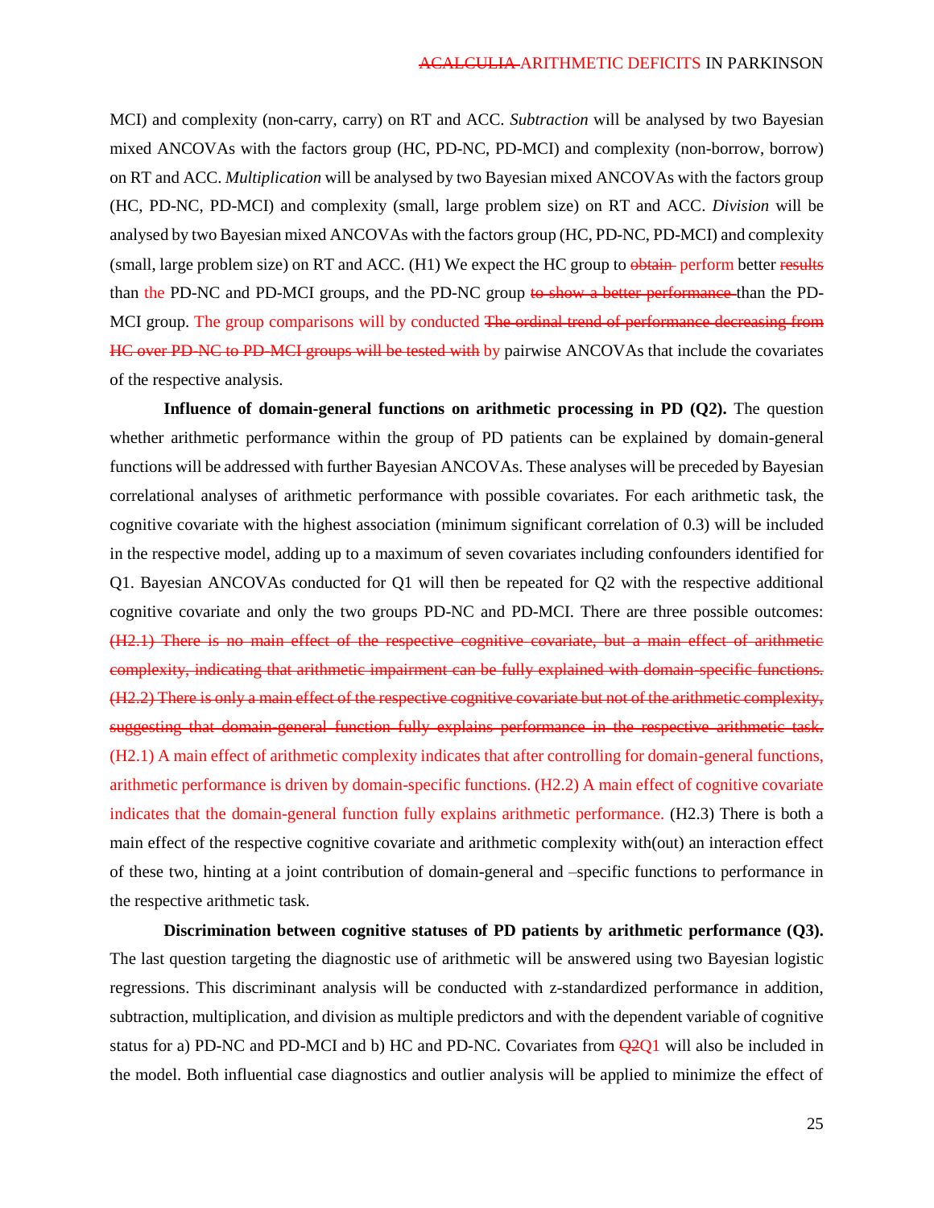MCI) and complexity (non-carry, carry) on RT and ACC. *Subtraction* will be analysed by two Bayesian mixed ANCOVAs with the factors group (HC, PD-NC, PD-MCI) and complexity (non-borrow, borrow) on RT and ACC. *Multiplication* will be analysed by two Bayesian mixed ANCOVAs with the factors group (HC, PD-NC, PD-MCI) and complexity (small, large problem size) on RT and ACC. *Division* will be analysed by two Bayesian mixed ANCOVAs with the factors group (HC, PD-NC, PD-MCI) and complexity (small, large problem size) on RT and ACC. (H1) We expect the HC group to ~~obtain~~ perform better ~~results~~ than the PD-NC and PD-MCI groups, and the PD-NC group ~~to show a better performance~~ than the PD-MCI group. The group comparisons will by conducted ~~The ordinal trend of performance decreasing from HC over PD-NC to PD-MCI groups will be tested with~~ by pairwise ANCOVAs that include the covariates of the respective analysis.

**Influence of domain-general functions on arithmetic processing in PD (Q2).** The question whether arithmetic performance within the group of PD patients can be explained by domain-general functions will be addressed with further Bayesian ANCOVAs. These analyses will be preceded by Bayesian correlational analyses of arithmetic performance with possible covariates. For each arithmetic task, the cognitive covariate with the highest association (minimum significant correlation of 0.3) will be included in the respective model, adding up to a maximum of seven covariates including confounders identified for Q1. Bayesian ANCOVAs conducted for Q1 will then be repeated for Q2 with the respective additional cognitive covariate and only the two groups PD-NC and PD-MCI. There are three possible outcomes: ~~(H2.1) There is no main effect of the respective cognitive covariate, but a main effect of arithmetic complexity, indicating that arithmetic impairment can be fully explained with domain-specific functions. (H2.2) There is only a main effect of the respective cognitive covariate but not of the arithmetic complexity, suggesting that domain-general function fully explains performance in the respective arithmetic task.~~ (H2.1) A main effect of arithmetic complexity indicates that after controlling for domain-general functions, arithmetic performance is driven by domain-specific functions. (H2.2) A main effect of cognitive covariate indicates that the domain-general function fully explains arithmetic performance. (H2.3) There is both a main effect of the respective cognitive covariate and arithmetic complexity with(out) an interaction effect of these two, hinting at a joint contribution of domain-general and –specific functions to performance in the respective arithmetic task.

**Discrimination between cognitive statuses of PD patients by arithmetic performance (Q3).** The last question targeting the diagnostic use of arithmetic will be answered using two Bayesian logistic regressions. This discriminant analysis will be conducted with z-standardized performance in addition, subtraction, multiplication, and division as multiple predictors and with the dependent variable of cognitive status for a) PD-NC and PD-MCI and b) HC and PD-NC. Covariates from ~~Q2~~Q1 will also be included in the model. Both influential case diagnostics and outlier analysis will be applied to minimize the effect of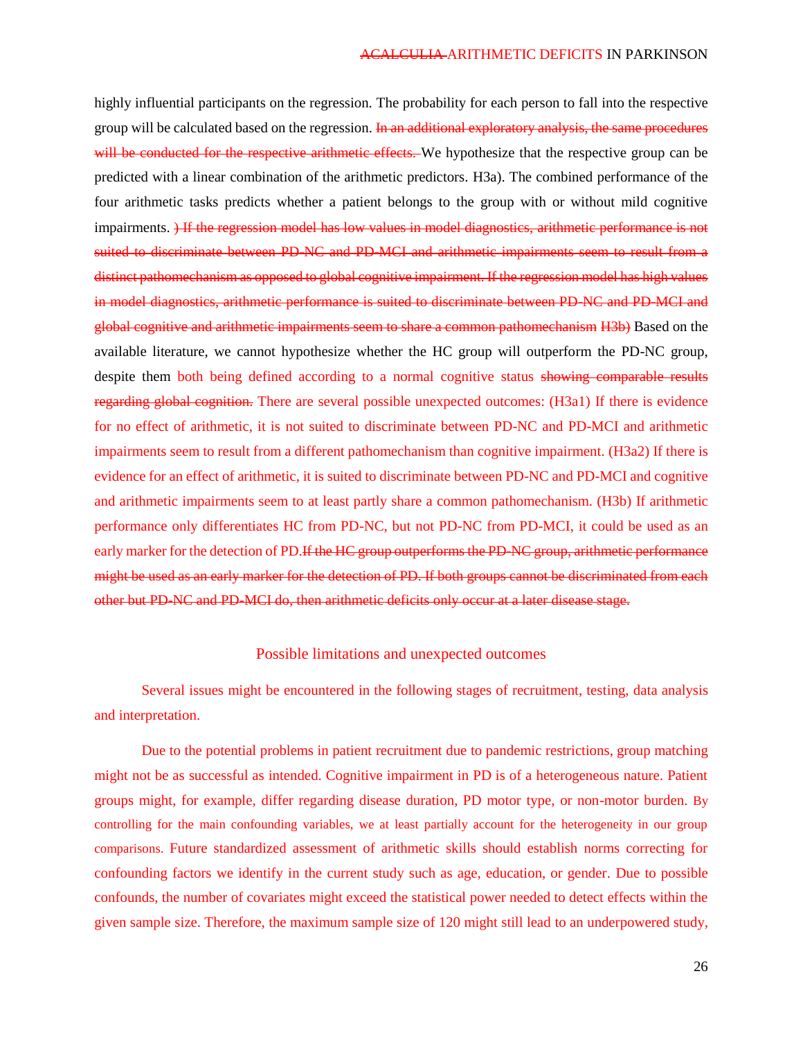highly influential participants on the regression. The probability for each person to fall into the respective group will be calculated based on the regression. ~~In an additional exploratory analysis, the same procedures will be conducted for the respective arithmetic effects.~~ We hypothesize that the respective group can be predicted with a linear combination of the arithmetic predictors. H3a). The combined performance of the four arithmetic tasks predicts whether a patient belongs to the group with or without mild cognitive impairments. ~~) If the regression model has low values in model diagnostics, arithmetic performance is not suited to discriminate between PD-NC and PD-MCI and arithmetic impairments seem to result from a distinct pathomechanism as opposed to global cognitive impairment. If the regression model has high values in model diagnostics, arithmetic performance is suited to discriminate between PD-NC and PD-MCI and global cognitive and arithmetic impairments seem to share a common pathomechanism H3b)~~ Based on the available literature, we cannot hypothesize whether the HC group will outperform the PD-NC group, despite them both being defined according to a normal cognitive status ~~showing comparable results regarding global cognition.~~ There are several possible unexpected outcomes: (H3a1) If there is evidence for no effect of arithmetic, it is not suited to discriminate between PD-NC and PD-MCI and arithmetic impairments seem to result from a different pathomechanism than cognitive impairment. (H3a2) If there is evidence for an effect of arithmetic, it is suited to discriminate between PD-NC and PD-MCI and cognitive and arithmetic impairments seem to at least partly share a common pathomechanism. (H3b) If arithmetic performance only differentiates HC from PD-NC, but not PD-NC from PD-MCI, it could be used as an early marker for the detection of PD.~~If the HC group outperforms the PD-NC group, arithmetic performance might be used as an early marker for the detection of PD. If both groups cannot be discriminated from each other but PD-NC and PD-MCI do, then arithmetic deficits only occur at a later disease stage.~~

## Possible limitations and unexpected outcomes

Several issues might be encountered in the following stages of recruitment, testing, data analysis and interpretation.

Due to the potential problems in patient recruitment due to pandemic restrictions, group matching might not be as successful as intended. Cognitive impairment in PD is of a heterogeneous nature. Patient groups might, for example, differ regarding disease duration, PD motor type, or non-motor burden. By controlling for the main confounding variables, we at least partially account for the heterogeneity in our group comparisons. Future standardized assessment of arithmetic skills should establish norms correcting for confounding factors we identify in the current study such as age, education, or gender. Due to possible confounds, the number of covariates might exceed the statistical power needed to detect effects within the given sample size. Therefore, the maximum sample size of 120 might still lead to an underpowered study,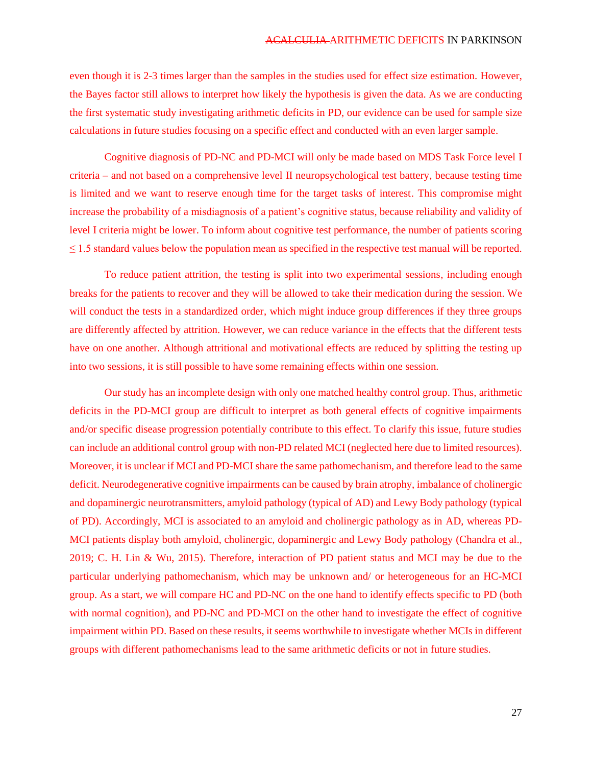even though it is 2-3 times larger than the samples in the studies used for effect size estimation. However, the Bayes factor still allows to interpret how likely the hypothesis is given the data. As we are conducting the first systematic study investigating arithmetic deficits in PD, our evidence can be used for sample size calculations in future studies focusing on a specific effect and conducted with an even larger sample.

Cognitive diagnosis of PD-NC and PD-MCI will only be made based on MDS Task Force level I criteria – and not based on a comprehensive level II neuropsychological test battery, because testing time is limited and we want to reserve enough time for the target tasks of interest. This compromise might increase the probability of a misdiagnosis of a patient's cognitive status, because reliability and validity of level I criteria might be lower. To inform about cognitive test performance, the number of patients scoring ≤ 1.5 standard values below the population mean as specified in the respective test manual will be reported.

To reduce patient attrition, the testing is split into two experimental sessions, including enough breaks for the patients to recover and they will be allowed to take their medication during the session. We will conduct the tests in a standardized order, which might induce group differences if they three groups are differently affected by attrition. However, we can reduce variance in the effects that the different tests have on one another. Although attritional and motivational effects are reduced by splitting the testing up into two sessions, it is still possible to have some remaining effects within one session.

Our study has an incomplete design with only one matched healthy control group. Thus, arithmetic deficits in the PD-MCI group are difficult to interpret as both general effects of cognitive impairments and/or specific disease progression potentially contribute to this effect. To clarify this issue, future studies can include an additional control group with non-PD related MCI (neglected here due to limited resources). Moreover, it is unclear if MCI and PD-MCI share the same pathomechanism, and therefore lead to the same deficit. Neurodegenerative cognitive impairments can be caused by brain atrophy, imbalance of cholinergic and dopaminergic neurotransmitters, amyloid pathology (typical of AD) and Lewy Body pathology (typical of PD). Accordingly, MCI is associated to an amyloid and cholinergic pathology as in AD, whereas PD-MCI patients display both amyloid, cholinergic, dopaminergic and Lewy Body pathology (Chandra et al., 2019; C. H. Lin & Wu, 2015). Therefore, interaction of PD patient status and MCI may be due to the particular underlying pathomechanism, which may be unknown and/ or heterogeneous for an HC-MCI group. As a start, we will compare HC and PD-NC on the one hand to identify effects specific to PD (both with normal cognition), and PD-NC and PD-MCI on the other hand to investigate the effect of cognitive impairment within PD. Based on these results, it seems worthwhile to investigate whether MCIs in different groups with different pathomechanisms lead to the same arithmetic deficits or not in future studies.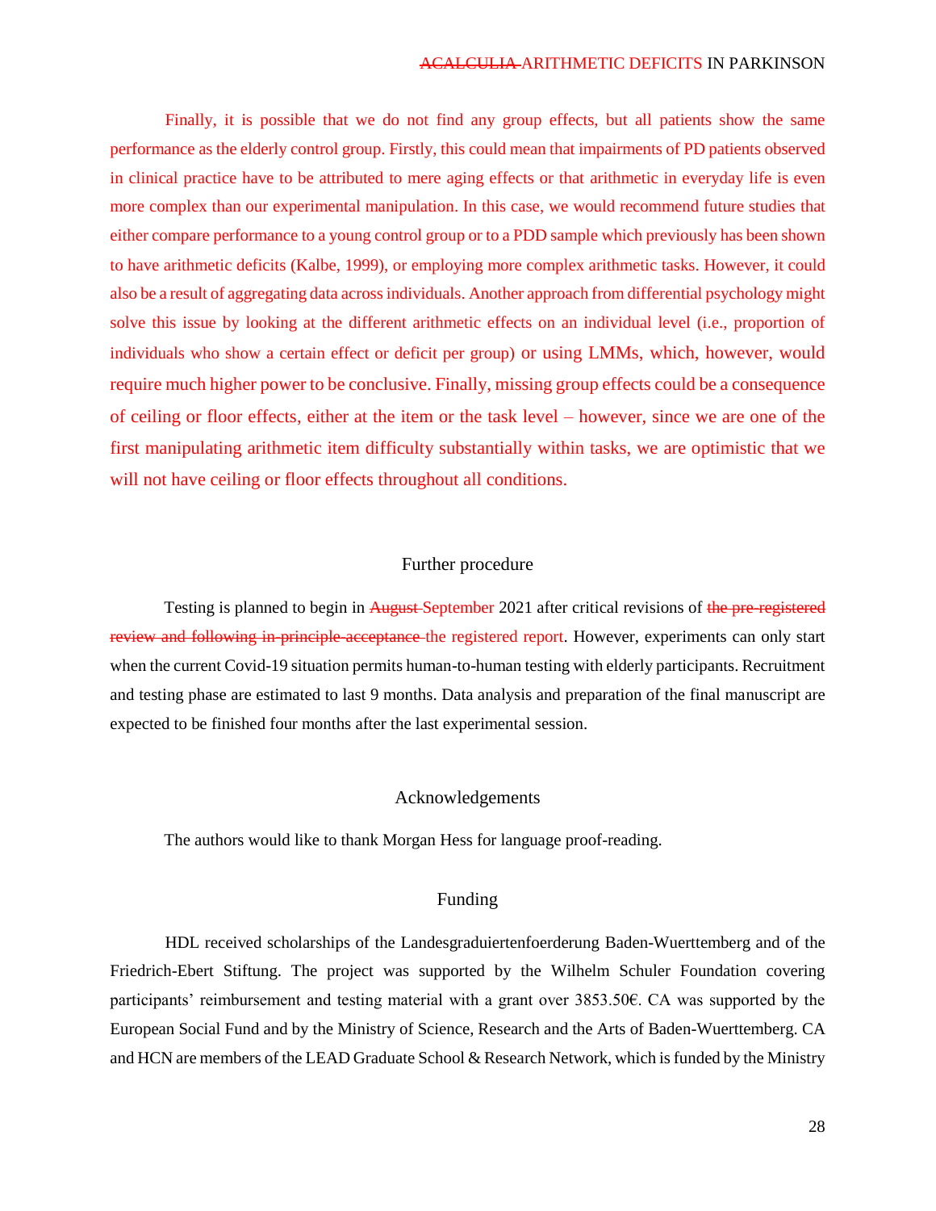Finally, it is possible that we do not find any group effects, but all patients show the same performance as the elderly control group. Firstly, this could mean that impairments of PD patients observed in clinical practice have to be attributed to mere aging effects or that arithmetic in everyday life is even more complex than our experimental manipulation. In this case, we would recommend future studies that either compare performance to a young control group or to a PDD sample which previously has been shown to have arithmetic deficits (Kalbe, 1999), or employing more complex arithmetic tasks. However, it could also be a result of aggregating data across individuals. Another approach from differential psychology might solve this issue by looking at the different arithmetic effects on an individual level (i.e., proportion of individuals who show a certain effect or deficit per group) or using LMMs, which, however, would require much higher power to be conclusive. Finally, missing group effects could be a consequence of ceiling or floor effects, either at the item or the task level – however, since we are one of the first manipulating arithmetic item difficulty substantially within tasks, we are optimistic that we will not have ceiling or floor effects throughout all conditions.

## Further procedure

Testing is planned to begin in ~~August~~ September 2021 after critical revisions of ~~the pre-registered review and following in-principle-acceptance~~ the registered report. However, experiments can only start when the current Covid-19 situation permits human-to-human testing with elderly participants. Recruitment and testing phase are estimated to last 9 months. Data analysis and preparation of the final manuscript are expected to be finished four months after the last experimental session.

## Acknowledgements

The authors would like to thank Morgan Hess for language proof-reading.

## Funding

HDL received scholarships of the Landesgraduiertenfoerderung Baden-Wuerttemberg and of the Friedrich-Ebert Stiftung. The project was supported by the Wilhelm Schuler Foundation covering participants' reimbursement and testing material with a grant over 3853.50€. CA was supported by the European Social Fund and by the Ministry of Science, Research and the Arts of Baden-Wuerttemberg. CA and HCN are members of the LEAD Graduate School & Research Network, which is funded by the Ministry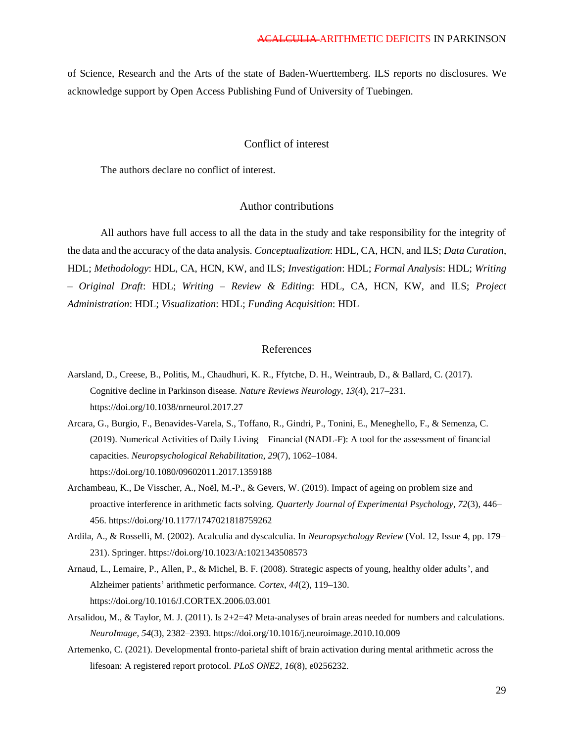of Science, Research and the Arts of the state of Baden-Wuerttemberg. ILS reports no disclosures. We acknowledge support by Open Access Publishing Fund of University of Tuebingen.

## Conflict of interest

The authors declare no conflict of interest.

## Author contributions

All authors have full access to all the data in the study and take responsibility for the integrity of the data and the accuracy of the data analysis. *Conceptualization*: HDL, CA, HCN, and ILS; *Data Curation*, HDL; *Methodology*: HDL, CA, HCN, KW, and ILS; *Investigation*: HDL; *Formal Analysis*: HDL; *Writing – Original Draft*: HDL; *Writing – Review & Editing*: HDL, CA, HCN, KW, and ILS; *Project Administration*: HDL; *Visualization*: HDL; *Funding Acquisition*: HDL

## References

Aarsland, D., Creese, B., Politis, M., Chaudhuri, K. R., Ffytche, D. H., Weintraub, D., & Ballard, C. (2017). Cognitive decline in Parkinson disease. *Nature Reviews Neurology*, *13*(4), 217–231. https://doi.org/10.1038/nrneurol.2017.27

Arcara, G., Burgio, F., Benavides-Varela, S., Toffano, R., Gindri, P., Tonini, E., Meneghello, F., & Semenza, C. (2019). Numerical Activities of Daily Living – Financial (NADL-F): A tool for the assessment of financial capacities. *Neuropsychological Rehabilitation*, *29*(7), 1062–1084. https://doi.org/10.1080/09602011.2017.1359188

Archambeau, K., De Visscher, A., Noël, M.-P., & Gevers, W. (2019). Impact of ageing on problem size and proactive interference in arithmetic facts solving. *Quarterly Journal of Experimental Psychology*, *72*(3), 446–456. https://doi.org/10.1177/1747021818759262

Ardila, A., & Rosselli, M. (2002). Acalculia and dyscalculia. In *Neuropsychology Review* (Vol. 12, Issue 4, pp. 179–231). Springer. https://doi.org/10.1023/A:1021343508573

Arnaud, L., Lemaire, P., Allen, P., & Michel, B. F. (2008). Strategic aspects of young, healthy older adults', and Alzheimer patients' arithmetic performance. *Cortex*, *44*(2), 119–130. https://doi.org/10.1016/J.CORTEX.2006.03.001

Arsalidou, M., & Taylor, M. J. (2011). Is 2+2=4? Meta-analyses of brain areas needed for numbers and calculations. *NeuroImage*, *54*(3), 2382–2393. https://doi.org/10.1016/j.neuroimage.2010.10.009

Artemenko, C. (2021). Developmental fronto-parietal shift of brain activation during mental arithmetic across the lifesoan: A registered report protocol. *PLoS ONE2*, *16*(8), e0256232.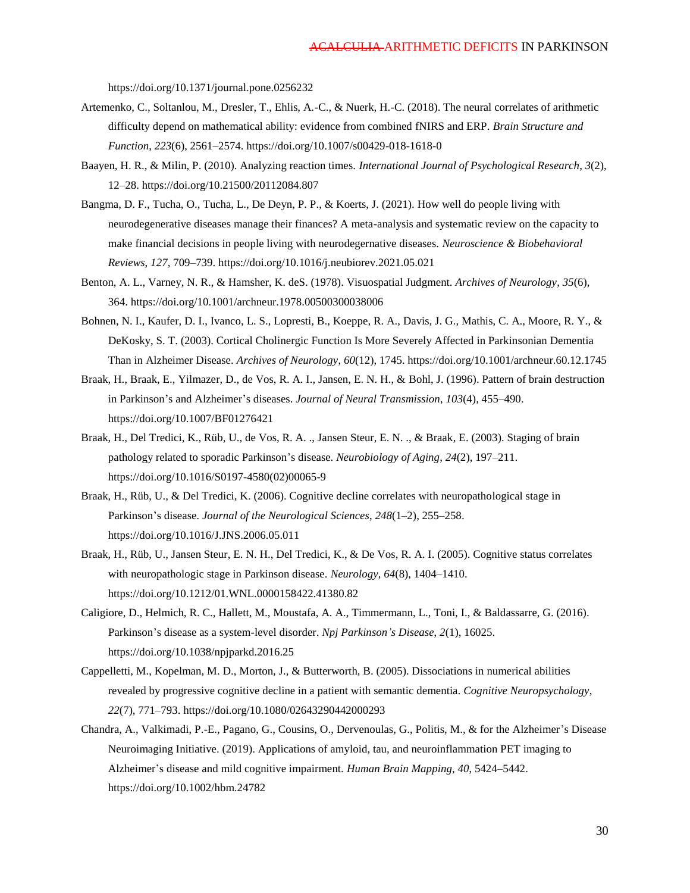https://doi.org/10.1371/journal.pone.0256232

Artemenko, C., Soltanlou, M., Dresler, T., Ehlis, A.-C., & Nuerk, H.-C. (2018). The neural correlates of arithmetic difficulty depend on mathematical ability: evidence from combined fNIRS and ERP. *Brain Structure and Function*, *223*(6), 2561–2574. https://doi.org/10.1007/s00429-018-1618-0

Baayen, H. R., & Milin, P. (2010). Analyzing reaction times. *International Journal of Psychological Research*, *3*(2), 12–28. https://doi.org/10.21500/20112084.807

Bangma, D. F., Tucha, O., Tucha, L., De Deyn, P. P., & Koerts, J. (2021). How well do people living with neurodegenerative diseases manage their finances? A meta-analysis and systematic review on the capacity to make financial decisions in people living with neurodegernative diseases. *Neuroscience & Biobehavioral Reviews*, *127*, 709–739. https://doi.org/10.1016/j.neubiorev.2021.05.021

Benton, A. L., Varney, N. R., & Hamsher, K. deS. (1978). Visuospatial Judgment. *Archives of Neurology*, *35*(6), 364. https://doi.org/10.1001/archneur.1978.00500300038006

Bohnen, N. I., Kaufer, D. I., Ivanco, L. S., Lopresti, B., Koeppe, R. A., Davis, J. G., Mathis, C. A., Moore, R. Y., & DeKosky, S. T. (2003). Cortical Cholinergic Function Is More Severely Affected in Parkinsonian Dementia Than in Alzheimer Disease. *Archives of Neurology*, *60*(12), 1745. https://doi.org/10.1001/archneur.60.12.1745

Braak, H., Braak, E., Yilmazer, D., de Vos, R. A. I., Jansen, E. N. H., & Bohl, J. (1996). Pattern of brain destruction in Parkinson's and Alzheimer's diseases. *Journal of Neural Transmission*, *103*(4), 455–490. https://doi.org/10.1007/BF01276421

Braak, H., Del Tredici, K., Rüb, U., de Vos, R. A. ., Jansen Steur, E. N. ., & Braak, E. (2003). Staging of brain pathology related to sporadic Parkinson's disease. *Neurobiology of Aging*, *24*(2), 197–211. https://doi.org/10.1016/S0197-4580(02)00065-9

Braak, H., Rüb, U., & Del Tredici, K. (2006). Cognitive decline correlates with neuropathological stage in Parkinson's disease. *Journal of the Neurological Sciences*, *248*(1–2), 255–258. https://doi.org/10.1016/J.JNS.2006.05.011

Braak, H., Rüb, U., Jansen Steur, E. N. H., Del Tredici, K., & De Vos, R. A. I. (2005). Cognitive status correlates with neuropathologic stage in Parkinson disease. *Neurology*, *64*(8), 1404–1410. https://doi.org/10.1212/01.WNL.0000158422.41380.82

Caligiore, D., Helmich, R. C., Hallett, M., Moustafa, A. A., Timmermann, L., Toni, I., & Baldassarre, G. (2016). Parkinson's disease as a system-level disorder. *Npj Parkinson's Disease*, *2*(1), 16025. https://doi.org/10.1038/npjparkd.2016.25

Cappelletti, M., Kopelman, M. D., Morton, J., & Butterworth, B. (2005). Dissociations in numerical abilities revealed by progressive cognitive decline in a patient with semantic dementia. *Cognitive Neuropsychology*, *22*(7), 771–793. https://doi.org/10.1080/02643290442000293

Chandra, A., Valkimadi, P.-E., Pagano, G., Cousins, O., Dervenoulas, G., Politis, M., & for the Alzheimer's Disease Neuroimaging Initiative. (2019). Applications of amyloid, tau, and neuroinflammation PET imaging to Alzheimer's disease and mild cognitive impairment. *Human Brain Mapping*, *40*, 5424–5442. https://doi.org/10.1002/hbm.24782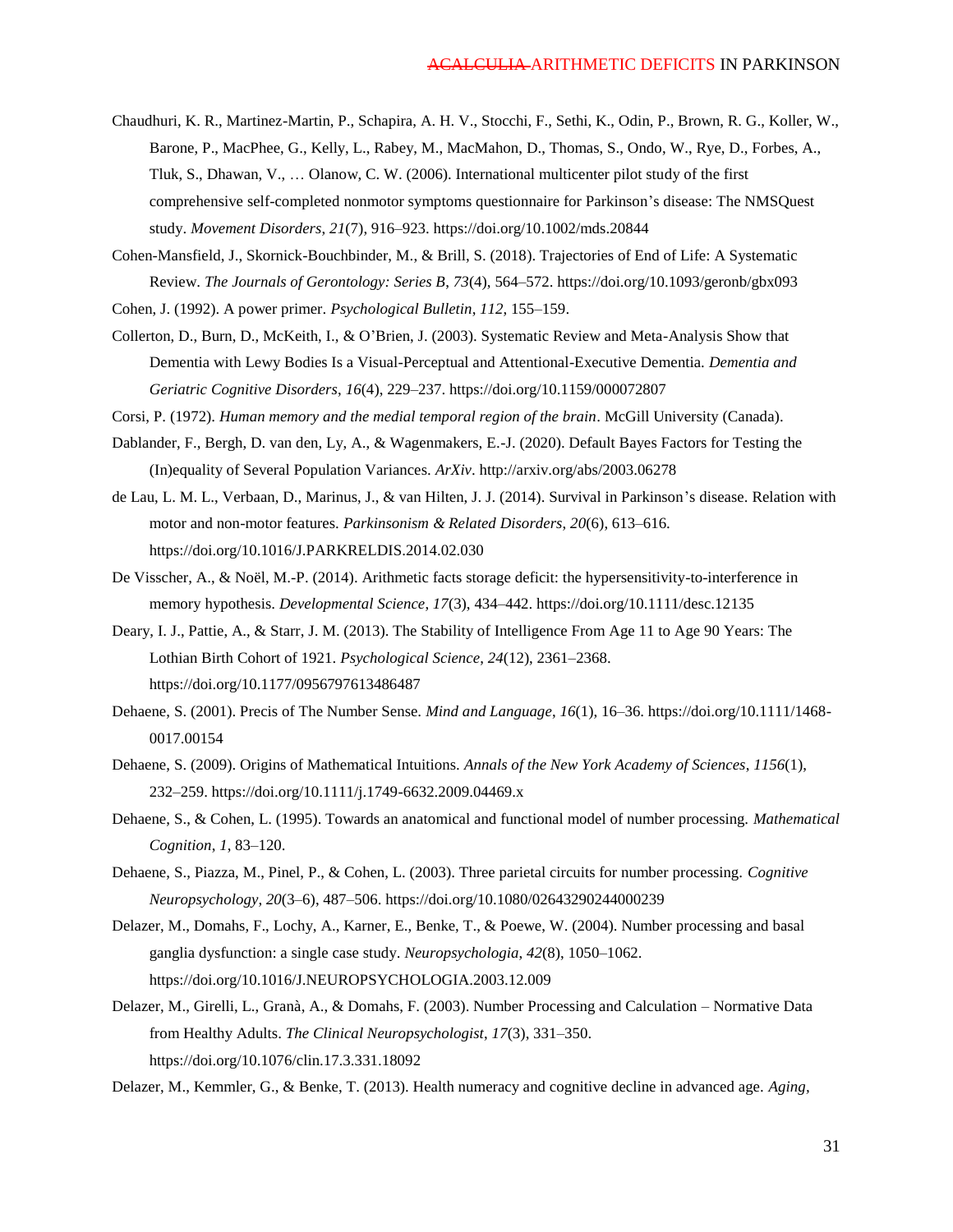Chaudhuri, K. R., Martinez-Martin, P., Schapira, A. H. V., Stocchi, F., Sethi, K., Odin, P., Brown, R. G., Koller, W., Barone, P., MacPhee, G., Kelly, L., Rabey, M., MacMahon, D., Thomas, S., Ondo, W., Rye, D., Forbes, A., Tluk, S., Dhawan, V., … Olanow, C. W. (2006). International multicenter pilot study of the first comprehensive self-completed nonmotor symptoms questionnaire for Parkinson's disease: The NMSQuest study. *Movement Disorders*, *21*(7), 916–923. https://doi.org/10.1002/mds.20844

Cohen-Mansfield, J., Skornick-Bouchbinder, M., & Brill, S. (2018). Trajectories of End of Life: A Systematic Review. *The Journals of Gerontology: Series B*, *73*(4), 564–572. https://doi.org/10.1093/geronb/gbx093

Cohen, J. (1992). A power primer. *Psychological Bulletin*, *112*, 155–159.

Collerton, D., Burn, D., McKeith, I., & O'Brien, J. (2003). Systematic Review and Meta-Analysis Show that Dementia with Lewy Bodies Is a Visual-Perceptual and Attentional-Executive Dementia. *Dementia and Geriatric Cognitive Disorders*, *16*(4), 229–237. https://doi.org/10.1159/000072807

Corsi, P. (1972). *Human memory and the medial temporal region of the brain*. McGill University (Canada).

Dablander, F., Bergh, D. van den, Ly, A., & Wagenmakers, E.-J. (2020). Default Bayes Factors for Testing the (In)equality of Several Population Variances. *ArXiv*. http://arxiv.org/abs/2003.06278

de Lau, L. M. L., Verbaan, D., Marinus, J., & van Hilten, J. J. (2014). Survival in Parkinson's disease. Relation with motor and non-motor features. *Parkinsonism & Related Disorders*, *20*(6), 613–616. https://doi.org/10.1016/J.PARKRELDIS.2014.02.030

De Visscher, A., & Noël, M.-P. (2014). Arithmetic facts storage deficit: the hypersensitivity-to-interference in memory hypothesis. *Developmental Science*, *17*(3), 434–442. https://doi.org/10.1111/desc.12135

Deary, I. J., Pattie, A., & Starr, J. M. (2013). The Stability of Intelligence From Age 11 to Age 90 Years: The Lothian Birth Cohort of 1921. *Psychological Science*, *24*(12), 2361–2368. https://doi.org/10.1177/0956797613486487

Dehaene, S. (2001). Precis of The Number Sense. *Mind and Language*, *16*(1), 16–36. https://doi.org/10.1111/1468-0017.00154

Dehaene, S. (2009). Origins of Mathematical Intuitions. *Annals of the New York Academy of Sciences*, *1156*(1), 232–259. https://doi.org/10.1111/j.1749-6632.2009.04469.x

Dehaene, S., & Cohen, L. (1995). Towards an anatomical and functional model of number processing. *Mathematical Cognition*, *1*, 83–120.

Dehaene, S., Piazza, M., Pinel, P., & Cohen, L. (2003). Three parietal circuits for number processing. *Cognitive Neuropsychology*, *20*(3–6), 487–506. https://doi.org/10.1080/02643290244000239

Delazer, M., Domahs, F., Lochy, A., Karner, E., Benke, T., & Poewe, W. (2004). Number processing and basal ganglia dysfunction: a single case study. *Neuropsychologia*, *42*(8), 1050–1062. https://doi.org/10.1016/J.NEUROPSYCHOLOGIA.2003.12.009

Delazer, M., Girelli, L., Granà, A., & Domahs, F. (2003). Number Processing and Calculation – Normative Data from Healthy Adults. *The Clinical Neuropsychologist*, *17*(3), 331–350. https://doi.org/10.1076/clin.17.3.331.18092

Delazer, M., Kemmler, G., & Benke, T. (2013). Health numeracy and cognitive decline in advanced age. *Aging,*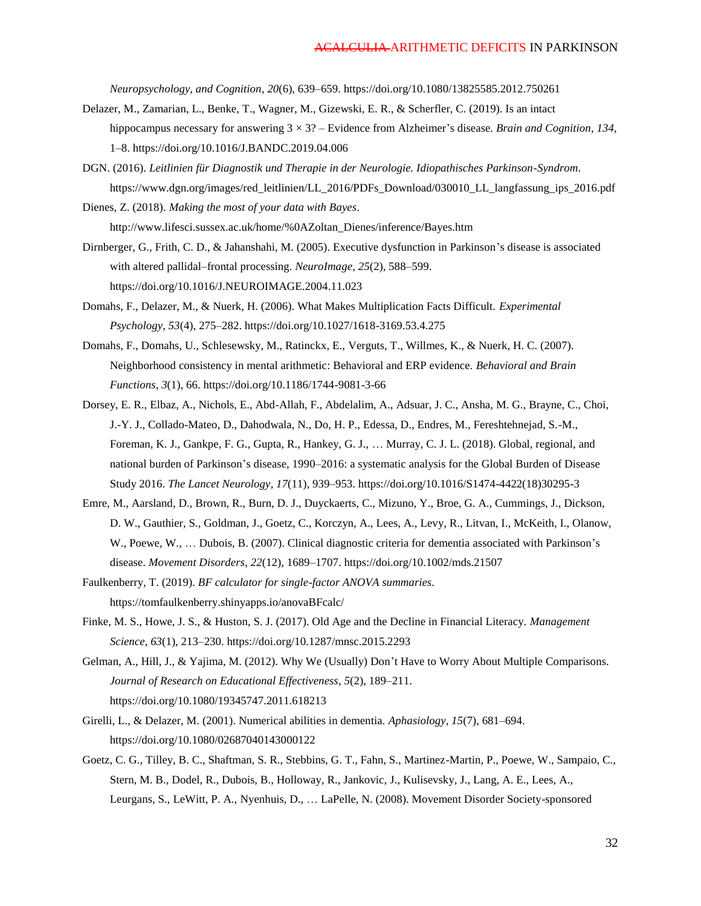*Neuropsychology, and Cognition*, *20*(6), 639–659. https://doi.org/10.1080/13825585.2012.750261

Delazer, M., Zamarian, L., Benke, T., Wagner, M., Gizewski, E. R., & Scherfler, C. (2019). Is an intact hippocampus necessary for answering 3 × 3? – Evidence from Alzheimer's disease. *Brain and Cognition*, *134*, 1–8. https://doi.org/10.1016/J.BANDC.2019.04.006

DGN. (2016). *Leitlinien für Diagnostik und Therapie in der Neurologie. Idiopathisches Parkinson-Syndrom*. https://www.dgn.org/images/red_leitlinien/LL_2016/PDFs_Download/030010_LL_langfassung_ips_2016.pdf

Dienes, Z. (2018). *Making the most of your data with Bayes*. http://www.lifesci.sussex.ac.uk/home/%0AZoltan_Dienes/inference/Bayes.htm

Dirnberger, G., Frith, C. D., & Jahanshahi, M. (2005). Executive dysfunction in Parkinson's disease is associated with altered pallidal–frontal processing. *NeuroImage*, *25*(2), 588–599. https://doi.org/10.1016/J.NEUROIMAGE.2004.11.023

Domahs, F., Delazer, M., & Nuerk, H. (2006). What Makes Multiplication Facts Difficult. *Experimental Psychology*, *53*(4), 275–282. https://doi.org/10.1027/1618-3169.53.4.275

Domahs, F., Domahs, U., Schlesewsky, M., Ratinckx, E., Verguts, T., Willmes, K., & Nuerk, H. C. (2007). Neighborhood consistency in mental arithmetic: Behavioral and ERP evidence. *Behavioral and Brain Functions*, *3*(1), 66. https://doi.org/10.1186/1744-9081-3-66

Dorsey, E. R., Elbaz, A., Nichols, E., Abd-Allah, F., Abdelalim, A., Adsuar, J. C., Ansha, M. G., Brayne, C., Choi, J.-Y. J., Collado-Mateo, D., Dahodwala, N., Do, H. P., Edessa, D., Endres, M., Fereshtehnejad, S.-M., Foreman, K. J., Gankpe, F. G., Gupta, R., Hankey, G. J., … Murray, C. J. L. (2018). Global, regional, and national burden of Parkinson's disease, 1990–2016: a systematic analysis for the Global Burden of Disease Study 2016. *The Lancet Neurology*, *17*(11), 939–953. https://doi.org/10.1016/S1474-4422(18)30295-3

Emre, M., Aarsland, D., Brown, R., Burn, D. J., Duyckaerts, C., Mizuno, Y., Broe, G. A., Cummings, J., Dickson, D. W., Gauthier, S., Goldman, J., Goetz, C., Korczyn, A., Lees, A., Levy, R., Litvan, I., McKeith, I., Olanow, W., Poewe, W., … Dubois, B. (2007). Clinical diagnostic criteria for dementia associated with Parkinson's disease. *Movement Disorders*, *22*(12), 1689–1707. https://doi.org/10.1002/mds.21507

Faulkenberry, T. (2019). *BF calculator for single-factor ANOVA summaries*. https://tomfaulkenberry.shinyapps.io/anovaBFcalc/

Finke, M. S., Howe, J. S., & Huston, S. J. (2017). Old Age and the Decline in Financial Literacy. *Management Science*, *63*(1), 213–230. https://doi.org/10.1287/mnsc.2015.2293

Gelman, A., Hill, J., & Yajima, M. (2012). Why We (Usually) Don't Have to Worry About Multiple Comparisons. *Journal of Research on Educational Effectiveness*, *5*(2), 189–211. https://doi.org/10.1080/19345747.2011.618213

Girelli, L., & Delazer, M. (2001). Numerical abilities in dementia. *Aphasiology*, *15*(7), 681–694. https://doi.org/10.1080/02687040143000122

Goetz, C. G., Tilley, B. C., Shaftman, S. R., Stebbins, G. T., Fahn, S., Martinez-Martin, P., Poewe, W., Sampaio, C., Stern, M. B., Dodel, R., Dubois, B., Holloway, R., Jankovic, J., Kulisevsky, J., Lang, A. E., Lees, A., Leurgans, S., LeWitt, P. A., Nyenhuis, D., … LaPelle, N. (2008). Movement Disorder Society-sponsored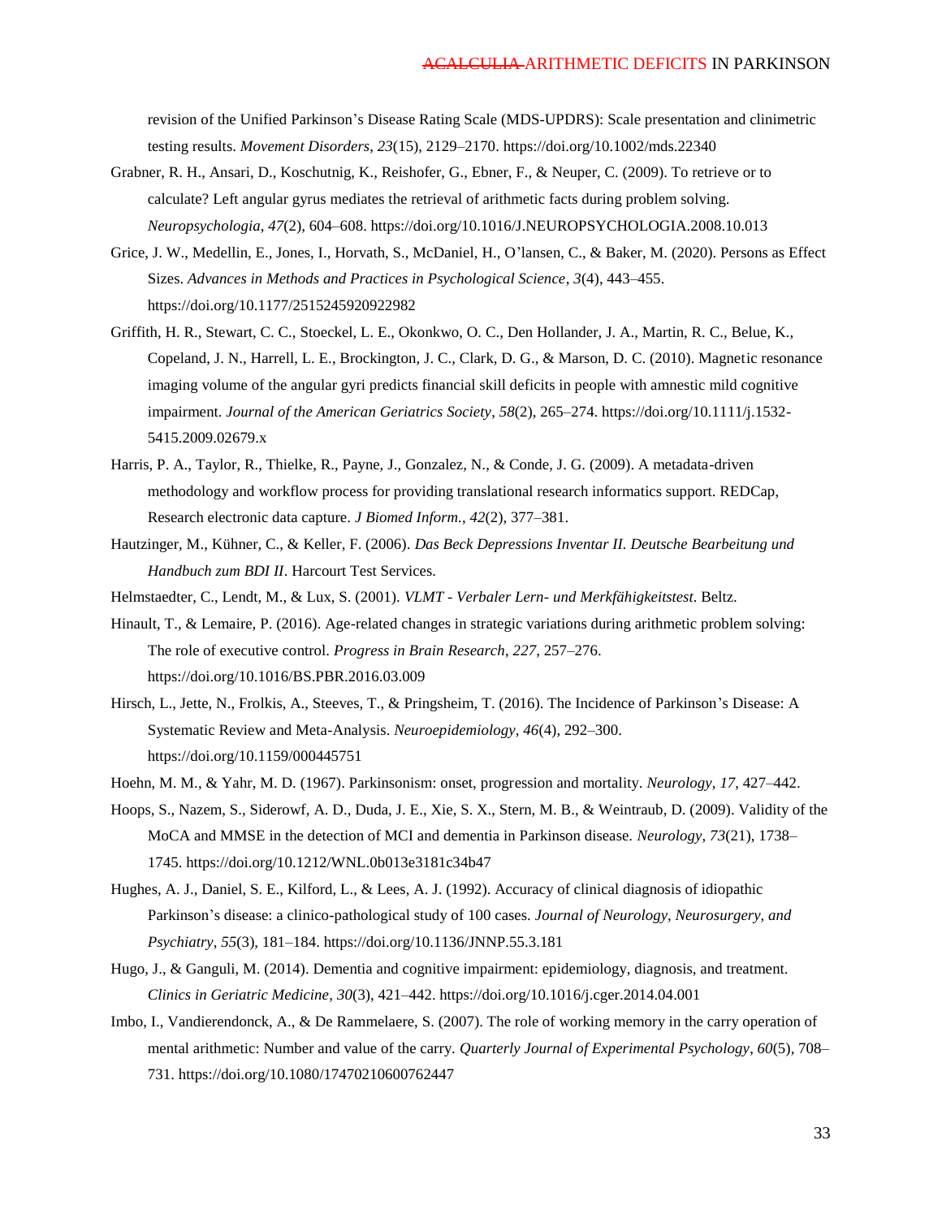revision of the Unified Parkinson's Disease Rating Scale (MDS-UPDRS): Scale presentation and clinimetric testing results. *Movement Disorders*, *23*(15), 2129–2170. https://doi.org/10.1002/mds.22340

Grabner, R. H., Ansari, D., Koschutnig, K., Reishofer, G., Ebner, F., & Neuper, C. (2009). To retrieve or to calculate? Left angular gyrus mediates the retrieval of arithmetic facts during problem solving. *Neuropsychologia*, *47*(2), 604–608. https://doi.org/10.1016/J.NEUROPSYCHOLOGIA.2008.10.013

Grice, J. W., Medellin, E., Jones, I., Horvath, S., McDaniel, H., O'lansen, C., & Baker, M. (2020). Persons as Effect Sizes. *Advances in Methods and Practices in Psychological Science*, *3*(4), 443–455. https://doi.org/10.1177/2515245920922982

Griffith, H. R., Stewart, C. C., Stoeckel, L. E., Okonkwo, O. C., Den Hollander, J. A., Martin, R. C., Belue, K., Copeland, J. N., Harrell, L. E., Brockington, J. C., Clark, D. G., & Marson, D. C. (2010). Magnetic resonance imaging volume of the angular gyri predicts financial skill deficits in people with amnestic mild cognitive impairment. *Journal of the American Geriatrics Society*, *58*(2), 265–274. https://doi.org/10.1111/j.1532-5415.2009.02679.x

Harris, P. A., Taylor, R., Thielke, R., Payne, J., Gonzalez, N., & Conde, J. G. (2009). A metadata-driven methodology and workflow process for providing translational research informatics support. REDCap, Research electronic data capture. *J Biomed Inform.*, *42*(2), 377–381.

Hautzinger, M., Kühner, C., & Keller, F. (2006). *Das Beck Depressions Inventar II. Deutsche Bearbeitung und Handbuch zum BDI II*. Harcourt Test Services.

Helmstaedter, C., Lendt, M., & Lux, S. (2001). *VLMT - Verbaler Lern- und Merkfähigkeitstest*. Beltz.

Hinault, T., & Lemaire, P. (2016). Age-related changes in strategic variations during arithmetic problem solving: The role of executive control. *Progress in Brain Research*, *227*, 257–276. https://doi.org/10.1016/BS.PBR.2016.03.009

Hirsch, L., Jette, N., Frolkis, A., Steeves, T., & Pringsheim, T. (2016). The Incidence of Parkinson's Disease: A Systematic Review and Meta-Analysis. *Neuroepidemiology*, *46*(4), 292–300. https://doi.org/10.1159/000445751

Hoehn, M. M., & Yahr, M. D. (1967). Parkinsonism: onset, progression and mortality. *Neurology*, *17*, 427–442.

Hoops, S., Nazem, S., Siderowf, A. D., Duda, J. E., Xie, S. X., Stern, M. B., & Weintraub, D. (2009). Validity of the MoCA and MMSE in the detection of MCI and dementia in Parkinson disease. *Neurology*, *73*(21), 1738–1745. https://doi.org/10.1212/WNL.0b013e3181c34b47

Hughes, A. J., Daniel, S. E., Kilford, L., & Lees, A. J. (1992). Accuracy of clinical diagnosis of idiopathic Parkinson's disease: a clinico-pathological study of 100 cases. *Journal of Neurology, Neurosurgery, and Psychiatry*, *55*(3), 181–184. https://doi.org/10.1136/JNNP.55.3.181

Hugo, J., & Ganguli, M. (2014). Dementia and cognitive impairment: epidemiology, diagnosis, and treatment. *Clinics in Geriatric Medicine*, *30*(3), 421–442. https://doi.org/10.1016/j.cger.2014.04.001

Imbo, I., Vandierendonck, A., & De Rammelaere, S. (2007). The role of working memory in the carry operation of mental arithmetic: Number and value of the carry. *Quarterly Journal of Experimental Psychology*, *60*(5), 708–731. https://doi.org/10.1080/17470210600762447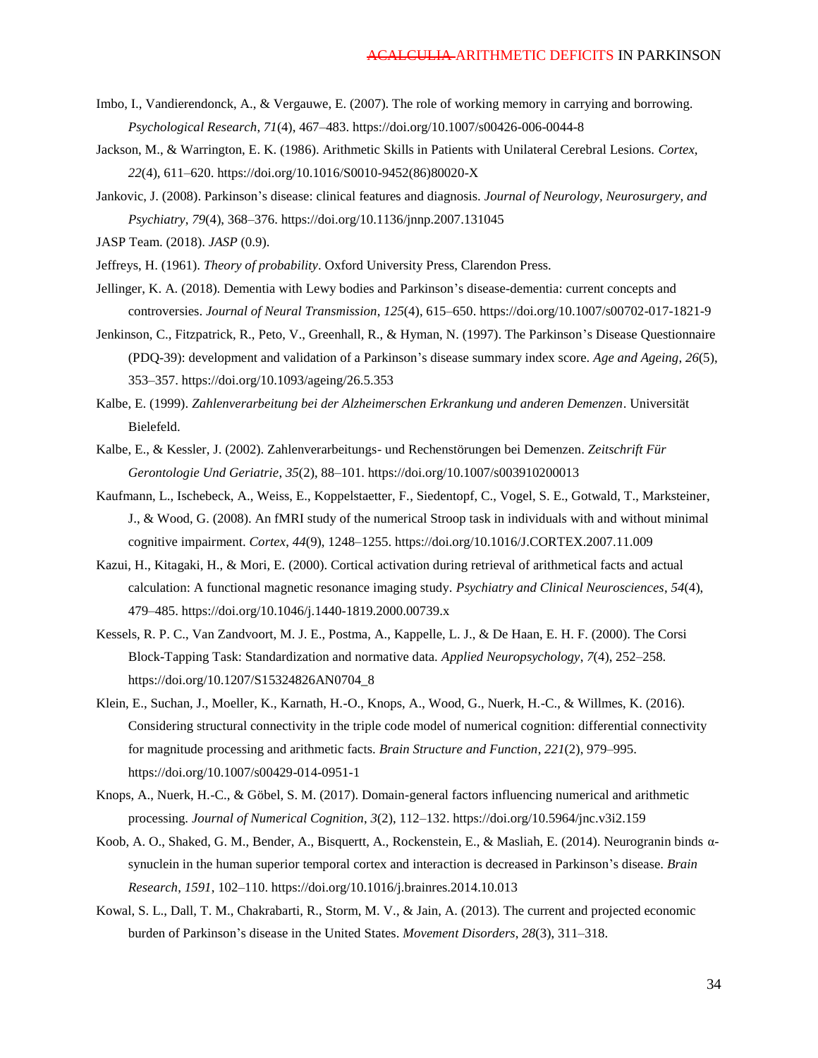Imbo, I., Vandierendonck, A., & Vergauwe, E. (2007). The role of working memory in carrying and borrowing. *Psychological Research*, *71*(4), 467–483. https://doi.org/10.1007/s00426-006-0044-8

Jackson, M., & Warrington, E. K. (1986). Arithmetic Skills in Patients with Unilateral Cerebral Lesions. *Cortex*, *22*(4), 611–620. https://doi.org/10.1016/S0010-9452(86)80020-X

Jankovic, J. (2008). Parkinson's disease: clinical features and diagnosis. *Journal of Neurology, Neurosurgery, and Psychiatry*, *79*(4), 368–376. https://doi.org/10.1136/jnnp.2007.131045

JASP Team. (2018). *JASP* (0.9).

Jeffreys, H. (1961). *Theory of probability*. Oxford University Press, Clarendon Press.

Jellinger, K. A. (2018). Dementia with Lewy bodies and Parkinson's disease-dementia: current concepts and controversies. *Journal of Neural Transmission*, *125*(4), 615–650. https://doi.org/10.1007/s00702-017-1821-9

Jenkinson, C., Fitzpatrick, R., Peto, V., Greenhall, R., & Hyman, N. (1997). The Parkinson's Disease Questionnaire (PDQ-39): development and validation of a Parkinson's disease summary index score. *Age and Ageing*, *26*(5), 353–357. https://doi.org/10.1093/ageing/26.5.353

Kalbe, E. (1999). *Zahlenverarbeitung bei der Alzheimerschen Erkrankung und anderen Demenzen*. Universität Bielefeld.

Kalbe, E., & Kessler, J. (2002). Zahlenverarbeitungs- und Rechenstörungen bei Demenzen. *Zeitschrift Für Gerontologie Und Geriatrie*, *35*(2), 88–101. https://doi.org/10.1007/s003910200013

Kaufmann, L., Ischebeck, A., Weiss, E., Koppelstaetter, F., Siedentopf, C., Vogel, S. E., Gotwald, T., Marksteiner, J., & Wood, G. (2008). An fMRI study of the numerical Stroop task in individuals with and without minimal cognitive impairment. *Cortex*, *44*(9), 1248–1255. https://doi.org/10.1016/J.CORTEX.2007.11.009

Kazui, H., Kitagaki, H., & Mori, E. (2000). Cortical activation during retrieval of arithmetical facts and actual calculation: A functional magnetic resonance imaging study. *Psychiatry and Clinical Neurosciences*, *54*(4), 479–485. https://doi.org/10.1046/j.1440-1819.2000.00739.x

Kessels, R. P. C., Van Zandvoort, M. J. E., Postma, A., Kappelle, L. J., & De Haan, E. H. F. (2000). The Corsi Block-Tapping Task: Standardization and normative data. *Applied Neuropsychology*, *7*(4), 252–258. https://doi.org/10.1207/S15324826AN0704_8

Klein, E., Suchan, J., Moeller, K., Karnath, H.-O., Knops, A., Wood, G., Nuerk, H.-C., & Willmes, K. (2016). Considering structural connectivity in the triple code model of numerical cognition: differential connectivity for magnitude processing and arithmetic facts. *Brain Structure and Function*, *221*(2), 979–995. https://doi.org/10.1007/s00429-014-0951-1

Knops, A., Nuerk, H.-C., & Göbel, S. M. (2017). Domain-general factors influencing numerical and arithmetic processing. *Journal of Numerical Cognition*, *3*(2), 112–132. https://doi.org/10.5964/jnc.v3i2.159

Koob, A. O., Shaked, G. M., Bender, A., Bisquertt, A., Rockenstein, E., & Masliah, E. (2014). Neurogranin binds α-synuclein in the human superior temporal cortex and interaction is decreased in Parkinson's disease. *Brain Research*, *1591*, 102–110. https://doi.org/10.1016/j.brainres.2014.10.013

Kowal, S. L., Dall, T. M., Chakrabarti, R., Storm, M. V., & Jain, A. (2013). The current and projected economic burden of Parkinson's disease in the United States. *Movement Disorders*, *28*(3), 311–318.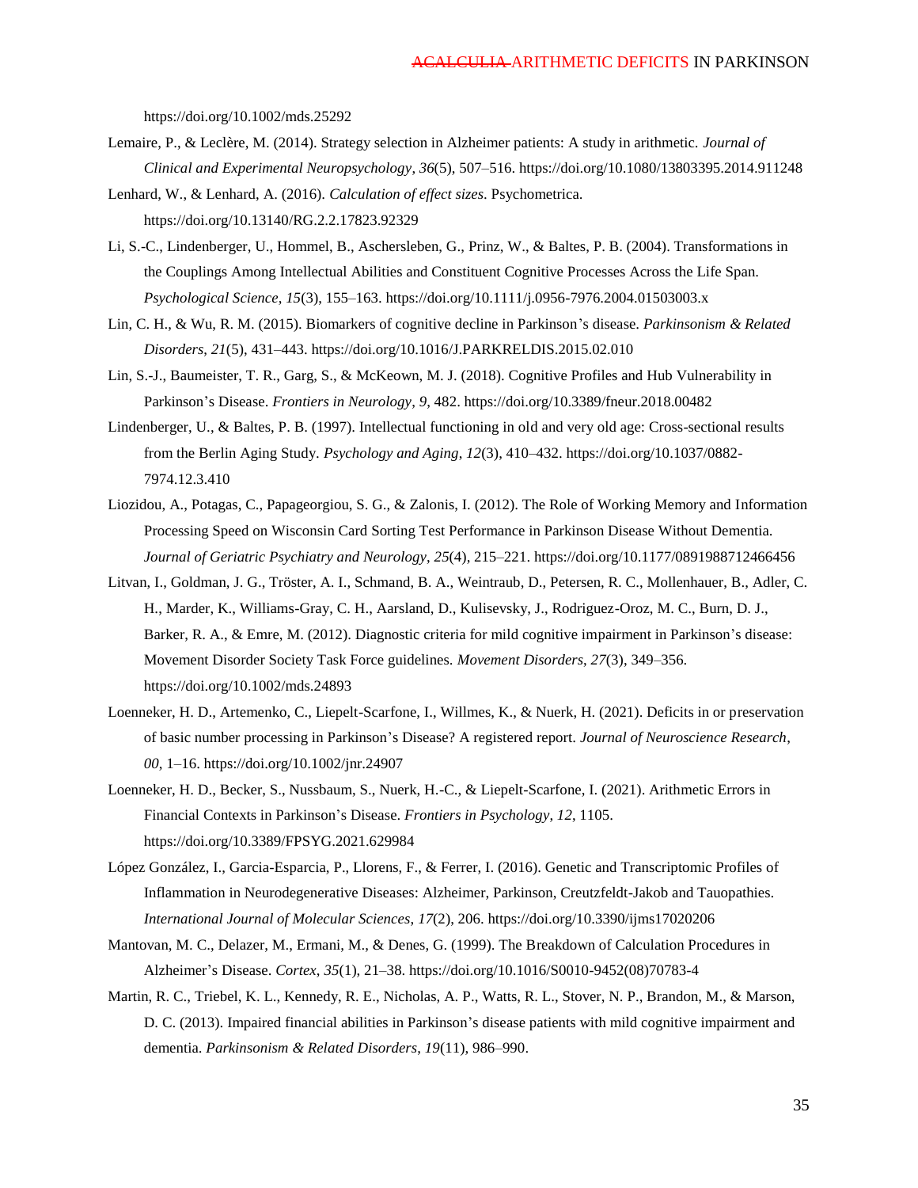https://doi.org/10.1002/mds.25292

Lemaire, P., & Leclère, M. (2014). Strategy selection in Alzheimer patients: A study in arithmetic. *Journal of Clinical and Experimental Neuropsychology*, *36*(5), 507–516. https://doi.org/10.1080/13803395.2014.911248

Lenhard, W., & Lenhard, A. (2016). *Calculation of effect sizes*. Psychometrica. https://doi.org/10.13140/RG.2.2.17823.92329

Li, S.-C., Lindenberger, U., Hommel, B., Aschersleben, G., Prinz, W., & Baltes, P. B. (2004). Transformations in the Couplings Among Intellectual Abilities and Constituent Cognitive Processes Across the Life Span. *Psychological Science*, *15*(3), 155–163. https://doi.org/10.1111/j.0956-7976.2004.01503003.x

Lin, C. H., & Wu, R. M. (2015). Biomarkers of cognitive decline in Parkinson's disease. *Parkinsonism & Related Disorders*, *21*(5), 431–443. https://doi.org/10.1016/J.PARKRELDIS.2015.02.010

Lin, S.-J., Baumeister, T. R., Garg, S., & McKeown, M. J. (2018). Cognitive Profiles and Hub Vulnerability in Parkinson's Disease. *Frontiers in Neurology*, *9*, 482. https://doi.org/10.3389/fneur.2018.00482

Lindenberger, U., & Baltes, P. B. (1997). Intellectual functioning in old and very old age: Cross-sectional results from the Berlin Aging Study. *Psychology and Aging*, *12*(3), 410–432. https://doi.org/10.1037/0882-7974.12.3.410

Liozidou, A., Potagas, C., Papageorgiou, S. G., & Zalonis, I. (2012). The Role of Working Memory and Information Processing Speed on Wisconsin Card Sorting Test Performance in Parkinson Disease Without Dementia. *Journal of Geriatric Psychiatry and Neurology*, *25*(4), 215–221. https://doi.org/10.1177/0891988712466456

Litvan, I., Goldman, J. G., Tröster, A. I., Schmand, B. A., Weintraub, D., Petersen, R. C., Mollenhauer, B., Adler, C. H., Marder, K., Williams-Gray, C. H., Aarsland, D., Kulisevsky, J., Rodriguez-Oroz, M. C., Burn, D. J., Barker, R. A., & Emre, M. (2012). Diagnostic criteria for mild cognitive impairment in Parkinson's disease: Movement Disorder Society Task Force guidelines. *Movement Disorders*, *27*(3), 349–356. https://doi.org/10.1002/mds.24893

Loenneker, H. D., Artemenko, C., Liepelt-Scarfone, I., Willmes, K., & Nuerk, H. (2021). Deficits in or preservation of basic number processing in Parkinson's Disease? A registered report. *Journal of Neuroscience Research*, *00*, 1–16. https://doi.org/10.1002/jnr.24907

Loenneker, H. D., Becker, S., Nussbaum, S., Nuerk, H.-C., & Liepelt-Scarfone, I. (2021). Arithmetic Errors in Financial Contexts in Parkinson's Disease. *Frontiers in Psychology*, *12*, 1105. https://doi.org/10.3389/FPSYG.2021.629984

López González, I., Garcia-Esparcia, P., Llorens, F., & Ferrer, I. (2016). Genetic and Transcriptomic Profiles of Inflammation in Neurodegenerative Diseases: Alzheimer, Parkinson, Creutzfeldt-Jakob and Tauopathies. *International Journal of Molecular Sciences*, *17*(2), 206. https://doi.org/10.3390/ijms17020206

Mantovan, M. C., Delazer, M., Ermani, M., & Denes, G. (1999). The Breakdown of Calculation Procedures in Alzheimer's Disease. *Cortex*, *35*(1), 21–38. https://doi.org/10.1016/S0010-9452(08)70783-4

Martin, R. C., Triebel, K. L., Kennedy, R. E., Nicholas, A. P., Watts, R. L., Stover, N. P., Brandon, M., & Marson, D. C. (2013). Impaired financial abilities in Parkinson's disease patients with mild cognitive impairment and dementia. *Parkinsonism & Related Disorders*, *19*(11), 986–990.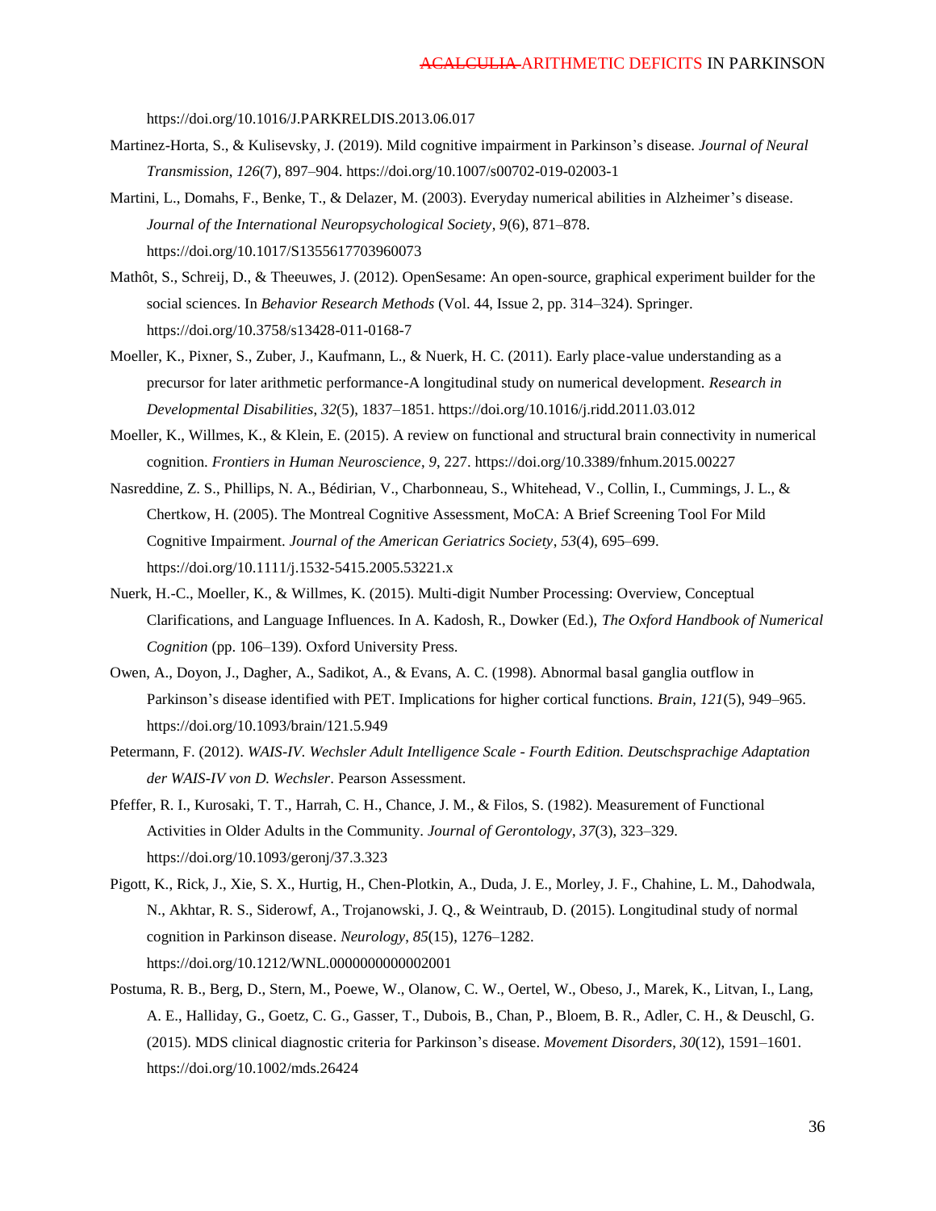https://doi.org/10.1016/J.PARKRELDIS.2013.06.017

Martinez-Horta, S., & Kulisevsky, J. (2019). Mild cognitive impairment in Parkinson's disease. *Journal of Neural Transmission*, *126*(7), 897–904. https://doi.org/10.1007/s00702-019-02003-1

Martini, L., Domahs, F., Benke, T., & Delazer, M. (2003). Everyday numerical abilities in Alzheimer's disease. *Journal of the International Neuropsychological Society*, *9*(6), 871–878. https://doi.org/10.1017/S1355617703960073

Mathôt, S., Schreij, D., & Theeuwes, J. (2012). OpenSesame: An open-source, graphical experiment builder for the social sciences. In *Behavior Research Methods* (Vol. 44, Issue 2, pp. 314–324). Springer. https://doi.org/10.3758/s13428-011-0168-7

Moeller, K., Pixner, S., Zuber, J., Kaufmann, L., & Nuerk, H. C. (2011). Early place-value understanding as a precursor for later arithmetic performance-A longitudinal study on numerical development. *Research in Developmental Disabilities*, *32*(5), 1837–1851. https://doi.org/10.1016/j.ridd.2011.03.012

Moeller, K., Willmes, K., & Klein, E. (2015). A review on functional and structural brain connectivity in numerical cognition. *Frontiers in Human Neuroscience*, *9*, 227. https://doi.org/10.3389/fnhum.2015.00227

Nasreddine, Z. S., Phillips, N. A., Bédirian, V., Charbonneau, S., Whitehead, V., Collin, I., Cummings, J. L., & Chertkow, H. (2005). The Montreal Cognitive Assessment, MoCA: A Brief Screening Tool For Mild Cognitive Impairment. *Journal of the American Geriatrics Society*, *53*(4), 695–699. https://doi.org/10.1111/j.1532-5415.2005.53221.x

Nuerk, H.-C., Moeller, K., & Willmes, K. (2015). Multi-digit Number Processing: Overview, Conceptual Clarifications, and Language Influences. In A. Kadosh, R., Dowker (Ed.), *The Oxford Handbook of Numerical Cognition* (pp. 106–139). Oxford University Press.

Owen, A., Doyon, J., Dagher, A., Sadikot, A., & Evans, A. C. (1998). Abnormal basal ganglia outflow in Parkinson's disease identified with PET. Implications for higher cortical functions. *Brain*, *121*(5), 949–965. https://doi.org/10.1093/brain/121.5.949

Petermann, F. (2012). *WAIS-IV. Wechsler Adult Intelligence Scale - Fourth Edition. Deutschsprachige Adaptation der WAIS-IV von D. Wechsler.* Pearson Assessment.

Pfeffer, R. I., Kurosaki, T. T., Harrah, C. H., Chance, J. M., & Filos, S. (1982). Measurement of Functional Activities in Older Adults in the Community. *Journal of Gerontology*, *37*(3), 323–329. https://doi.org/10.1093/geronj/37.3.323

Pigott, K., Rick, J., Xie, S. X., Hurtig, H., Chen-Plotkin, A., Duda, J. E., Morley, J. F., Chahine, L. M., Dahodwala, N., Akhtar, R. S., Siderowf, A., Trojanowski, J. Q., & Weintraub, D. (2015). Longitudinal study of normal cognition in Parkinson disease. *Neurology*, *85*(15), 1276–1282. https://doi.org/10.1212/WNL.0000000000002001

Postuma, R. B., Berg, D., Stern, M., Poewe, W., Olanow, C. W., Oertel, W., Obeso, J., Marek, K., Litvan, I., Lang, A. E., Halliday, G., Goetz, C. G., Gasser, T., Dubois, B., Chan, P., Bloem, B. R., Adler, C. H., & Deuschl, G. (2015). MDS clinical diagnostic criteria for Parkinson's disease. *Movement Disorders*, *30*(12), 1591–1601. https://doi.org/10.1002/mds.26424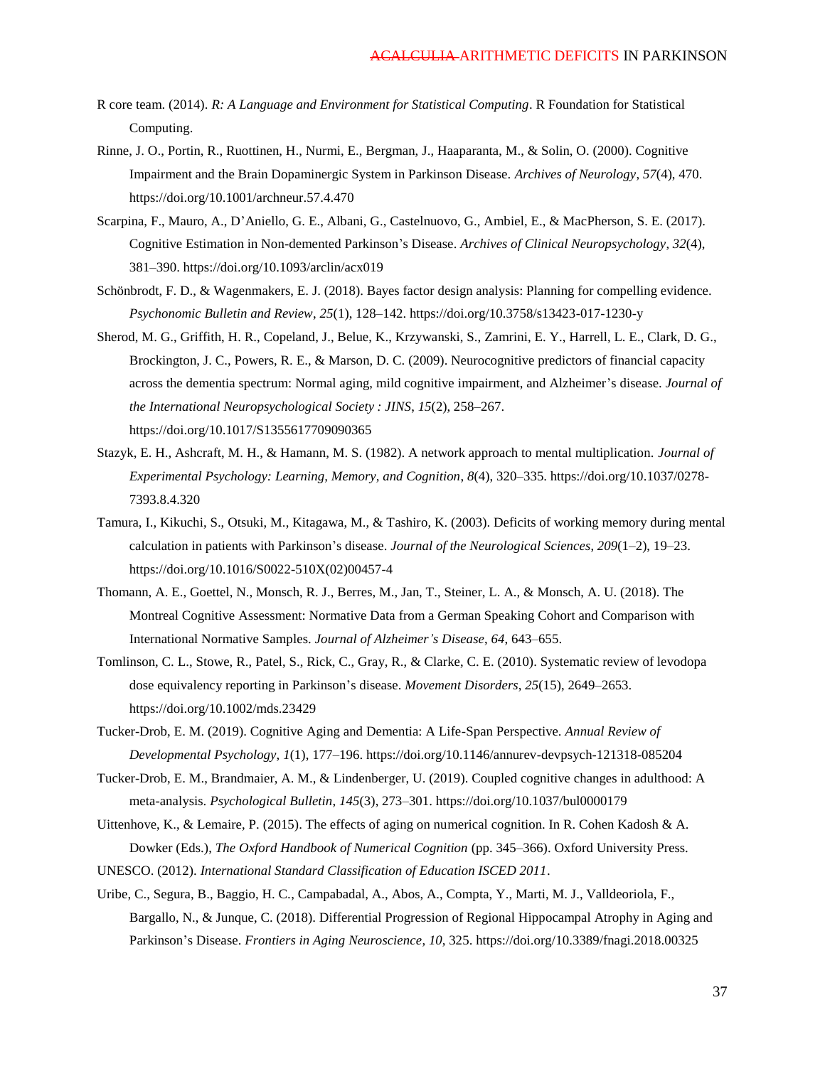R core team. (2014). *R: A Language and Environment for Statistical Computing*. R Foundation for Statistical Computing.

Rinne, J. O., Portin, R., Ruottinen, H., Nurmi, E., Bergman, J., Haaparanta, M., & Solin, O. (2000). Cognitive Impairment and the Brain Dopaminergic System in Parkinson Disease. *Archives of Neurology*, *57*(4), 470. https://doi.org/10.1001/archneur.57.4.470

Scarpina, F., Mauro, A., D'Aniello, G. E., Albani, G., Castelnuovo, G., Ambiel, E., & MacPherson, S. E. (2017). Cognitive Estimation in Non-demented Parkinson's Disease. *Archives of Clinical Neuropsychology*, *32*(4), 381–390. https://doi.org/10.1093/arclin/acx019

Schönbrodt, F. D., & Wagenmakers, E. J. (2018). Bayes factor design analysis: Planning for compelling evidence. *Psychonomic Bulletin and Review*, *25*(1), 128–142. https://doi.org/10.3758/s13423-017-1230-y

Sherod, M. G., Griffith, H. R., Copeland, J., Belue, K., Krzywanski, S., Zamrini, E. Y., Harrell, L. E., Clark, D. G., Brockington, J. C., Powers, R. E., & Marson, D. C. (2009). Neurocognitive predictors of financial capacity across the dementia spectrum: Normal aging, mild cognitive impairment, and Alzheimer's disease. *Journal of the International Neuropsychological Society : JINS*, *15*(2), 258–267. https://doi.org/10.1017/S1355617709090365

Stazyk, E. H., Ashcraft, M. H., & Hamann, M. S. (1982). A network approach to mental multiplication. *Journal of Experimental Psychology: Learning, Memory, and Cognition*, *8*(4), 320–335. https://doi.org/10.1037/0278-7393.8.4.320

Tamura, I., Kikuchi, S., Otsuki, M., Kitagawa, M., & Tashiro, K. (2003). Deficits of working memory during mental calculation in patients with Parkinson's disease. *Journal of the Neurological Sciences*, *209*(1–2), 19–23. https://doi.org/10.1016/S0022-510X(02)00457-4

Thomann, A. E., Goettel, N., Monsch, R. J., Berres, M., Jan, T., Steiner, L. A., & Monsch, A. U. (2018). The Montreal Cognitive Assessment: Normative Data from a German Speaking Cohort and Comparison with International Normative Samples. *Journal of Alzheimer's Disease*, *64*, 643–655.

Tomlinson, C. L., Stowe, R., Patel, S., Rick, C., Gray, R., & Clarke, C. E. (2010). Systematic review of levodopa dose equivalency reporting in Parkinson's disease. *Movement Disorders*, *25*(15), 2649–2653. https://doi.org/10.1002/mds.23429

Tucker-Drob, E. M. (2019). Cognitive Aging and Dementia: A Life-Span Perspective. *Annual Review of Developmental Psychology*, *1*(1), 177–196. https://doi.org/10.1146/annurev-devpsych-121318-085204

Tucker-Drob, E. M., Brandmaier, A. M., & Lindenberger, U. (2019). Coupled cognitive changes in adulthood: A meta-analysis. *Psychological Bulletin*, *145*(3), 273–301. https://doi.org/10.1037/bul0000179

Uittenhove, K., & Lemaire, P. (2015). The effects of aging on numerical cognition. In R. Cohen Kadosh & A. Dowker (Eds.), *The Oxford Handbook of Numerical Cognition* (pp. 345–366). Oxford University Press.

UNESCO. (2012). *International Standard Classification of Education ISCED 2011*.

Uribe, C., Segura, B., Baggio, H. C., Campabadal, A., Abos, A., Compta, Y., Marti, M. J., Valldeoriola, F., Bargallo, N., & Junque, C. (2018). Differential Progression of Regional Hippocampal Atrophy in Aging and Parkinson's Disease. *Frontiers in Aging Neuroscience*, *10*, 325. https://doi.org/10.3389/fnagi.2018.00325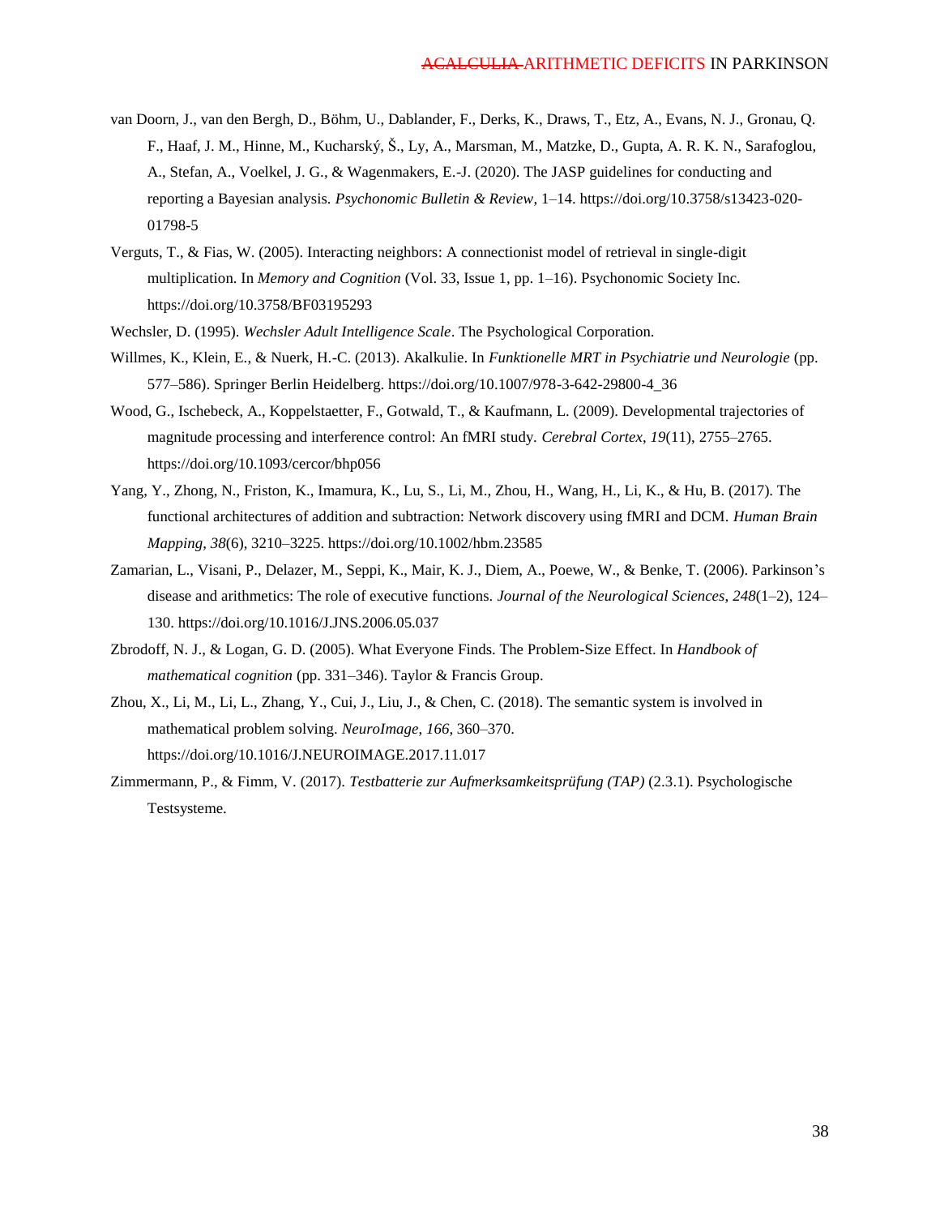van Doorn, J., van den Bergh, D., Böhm, U., Dablander, F., Derks, K., Draws, T., Etz, A., Evans, N. J., Gronau, Q. F., Haaf, J. M., Hinne, M., Kucharský, Š., Ly, A., Marsman, M., Matzke, D., Gupta, A. R. K. N., Sarafoglou, A., Stefan, A., Voelkel, J. G., & Wagenmakers, E.-J. (2020). The JASP guidelines for conducting and reporting a Bayesian analysis. *Psychonomic Bulletin & Review*, 1–14. https://doi.org/10.3758/s13423-020-01798-5

Verguts, T., & Fias, W. (2005). Interacting neighbors: A connectionist model of retrieval in single-digit multiplication. In *Memory and Cognition* (Vol. 33, Issue 1, pp. 1–16). Psychonomic Society Inc. https://doi.org/10.3758/BF03195293

Wechsler, D. (1995). *Wechsler Adult Intelligence Scale*. The Psychological Corporation.

Willmes, K., Klein, E., & Nuerk, H.-C. (2013). Akalkulie. In *Funktionelle MRT in Psychiatrie und Neurologie* (pp. 577–586). Springer Berlin Heidelberg. https://doi.org/10.1007/978-3-642-29800-4_36

Wood, G., Ischebeck, A., Koppelstaetter, F., Gotwald, T., & Kaufmann, L. (2009). Developmental trajectories of magnitude processing and interference control: An fMRI study. *Cerebral Cortex*, *19*(11), 2755–2765. https://doi.org/10.1093/cercor/bhp056

Yang, Y., Zhong, N., Friston, K., Imamura, K., Lu, S., Li, M., Zhou, H., Wang, H., Li, K., & Hu, B. (2017). The functional architectures of addition and subtraction: Network discovery using fMRI and DCM. *Human Brain Mapping*, *38*(6), 3210–3225. https://doi.org/10.1002/hbm.23585

Zamarian, L., Visani, P., Delazer, M., Seppi, K., Mair, K. J., Diem, A., Poewe, W., & Benke, T. (2006). Parkinson's disease and arithmetics: The role of executive functions. *Journal of the Neurological Sciences*, *248*(1–2), 124–130. https://doi.org/10.1016/J.JNS.2006.05.037

Zbrodoff, N. J., & Logan, G. D. (2005). What Everyone Finds. The Problem-Size Effect. In *Handbook of mathematical cognition* (pp. 331–346). Taylor & Francis Group.

Zhou, X., Li, M., Li, L., Zhang, Y., Cui, J., Liu, J., & Chen, C. (2018). The semantic system is involved in mathematical problem solving. *NeuroImage*, *166*, 360–370. https://doi.org/10.1016/J.NEUROIMAGE.2017.11.017

Zimmermann, P., & Fimm, V. (2017). *Testbatterie zur Aufmerksamkeitsprüfung (TAP)* (2.3.1). Psychologische Testsysteme.